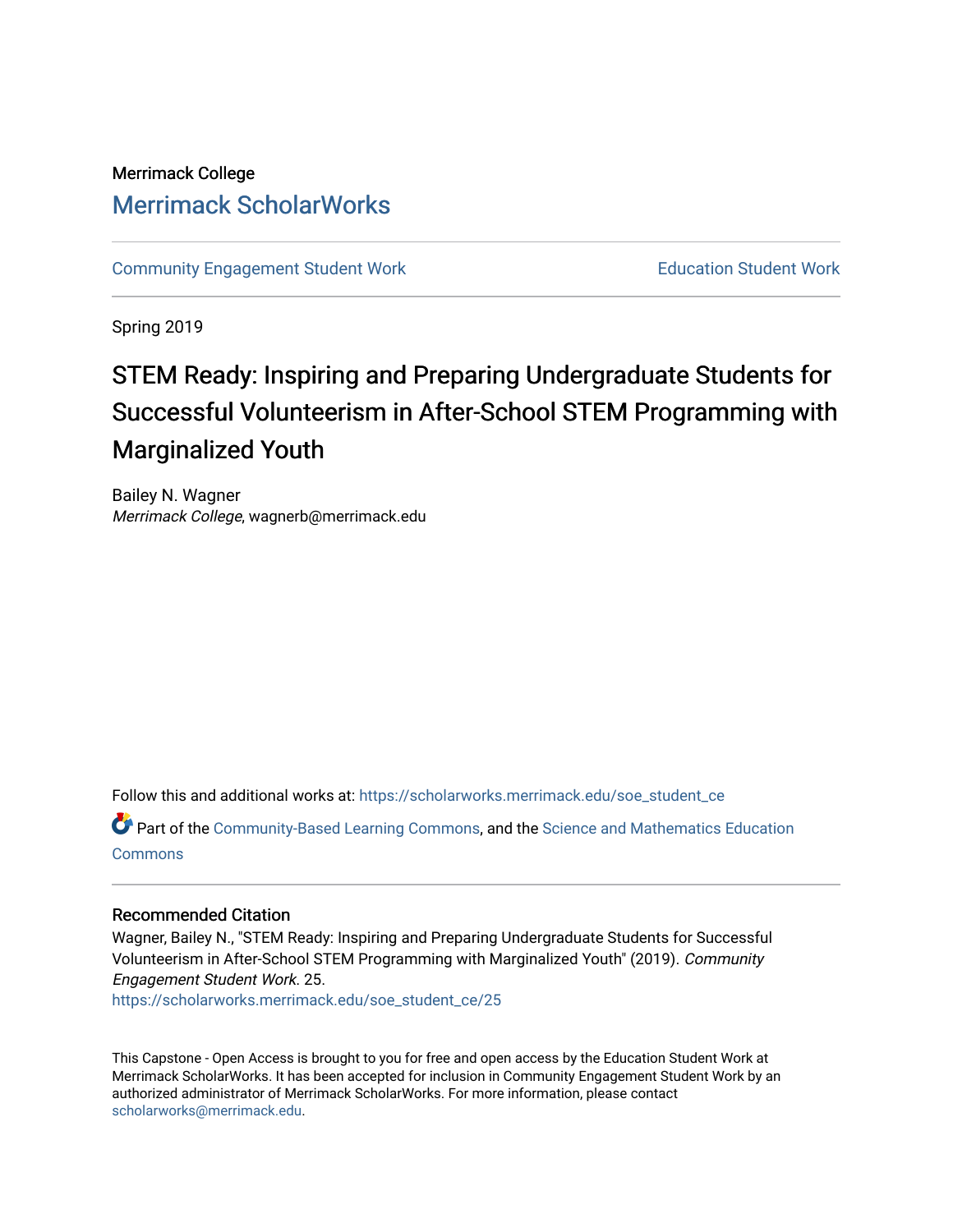Merrimack College

# Merrimack ScholarWorks

Community Engagement Student Work | Education Student Work

Spring 2019

# STEM Ready: Inspiring and Preparing Undergraduate Students for Successful Volunteerism in After-School STEM Programming with Marginalized Youth

Bailey N. Wagner
*Merrimack College*, wagnerb@merrimack.edu

Follow this and additional works at: https://scholarworks.merrimack.edu/soe_student_ce

Part of the Community-Based Learning Commons, and the Science and Mathematics Education Commons

## Recommended Citation

Wagner, Bailey N., "STEM Ready: Inspiring and Preparing Undergraduate Students for Successful Volunteerism in After-School STEM Programming with Marginalized Youth" (2019). *Community Engagement Student Work*. 25.
https://scholarworks.merrimack.edu/soe_student_ce/25

This Capstone - Open Access is brought to you for free and open access by the Education Student Work at Merrimack ScholarWorks. It has been accepted for inclusion in Community Engagement Student Work by an authorized administrator of Merrimack ScholarWorks. For more information, please contact scholarworks@merrimack.edu.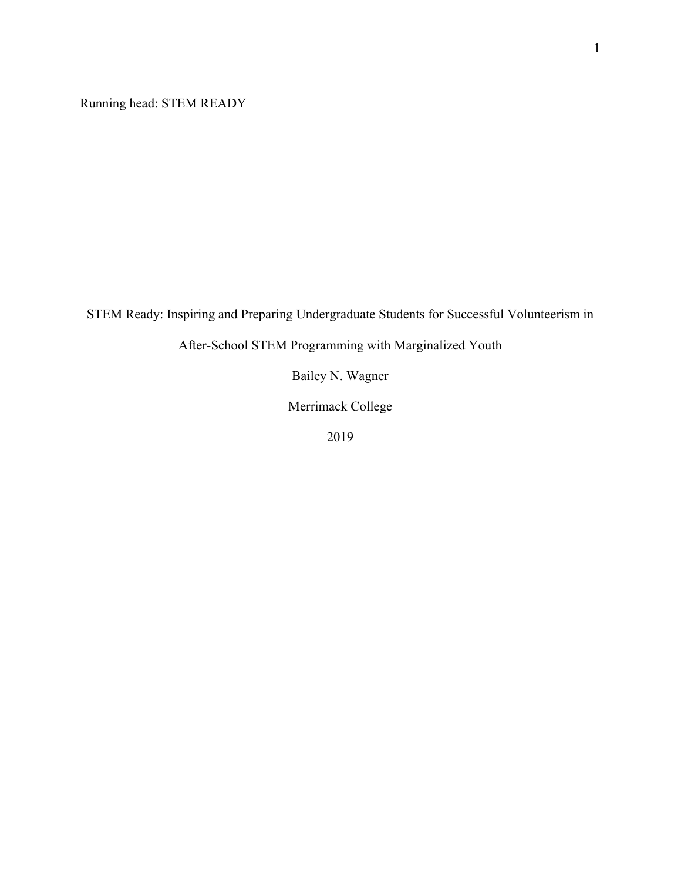# STEM Ready: Inspiring and Preparing Undergraduate Students for Successful Volunteerism in After-School STEM Programming with Marginalized Youth

Bailey N. Wagner

Merrimack College

2019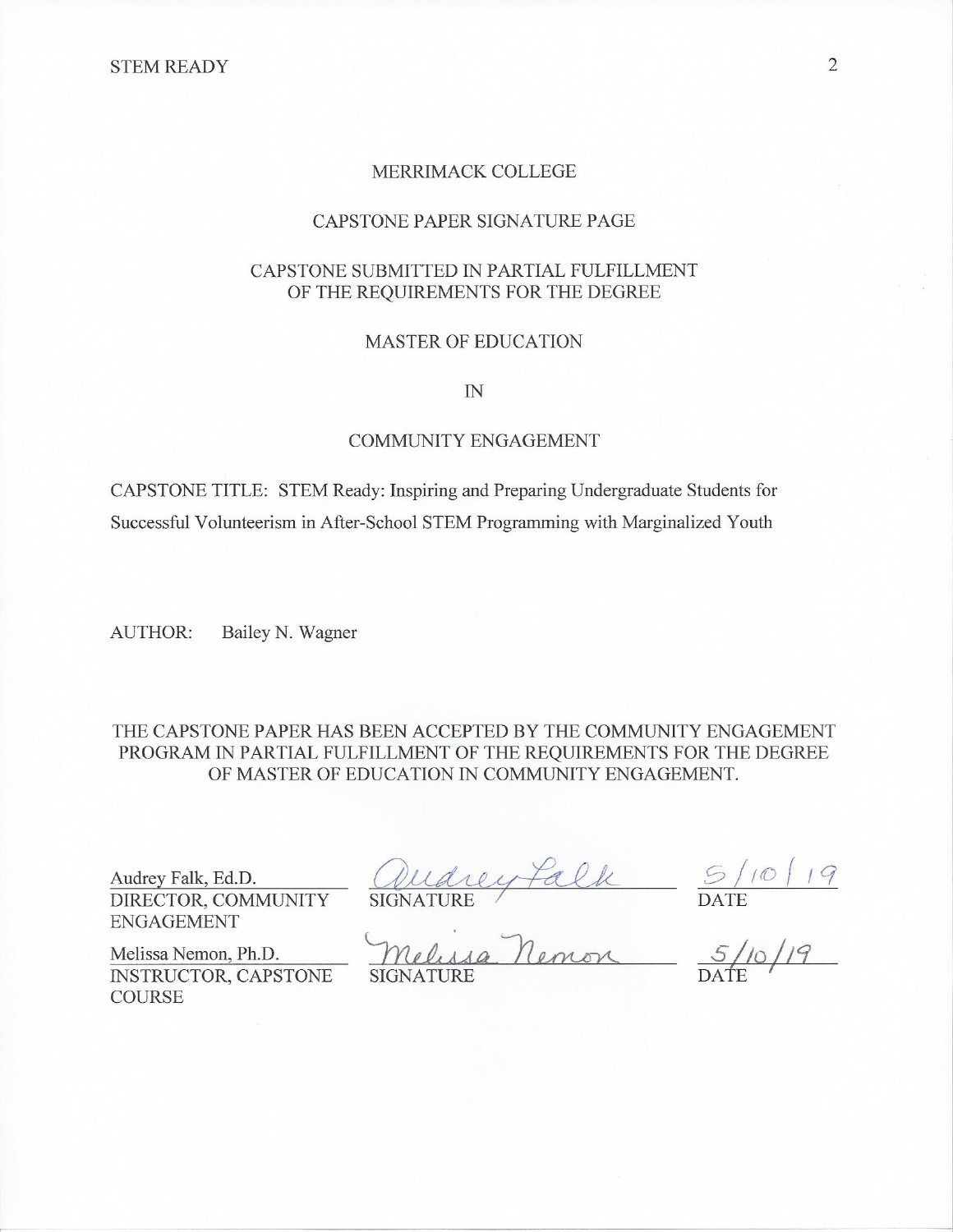MERRIMACK COLLEGE

CAPSTONE PAPER SIGNATURE PAGE

CAPSTONE SUBMITTED IN PARTIAL FULFILLMENT
OF THE REQUIREMENTS FOR THE DEGREE

MASTER OF EDUCATION

IN

COMMUNITY ENGAGEMENT

CAPSTONE TITLE: STEM Ready: Inspiring and Preparing Undergraduate Students for Successful Volunteerism in After-School STEM Programming with Marginalized Youth

AUTHOR: Bailey N. Wagner

THE CAPSTONE PAPER HAS BEEN ACCEPTED BY THE COMMUNITY ENGAGEMENT PROGRAM IN PARTIAL FULFILLMENT OF THE REQUIREMENTS FOR THE DEGREE OF MASTER OF EDUCATION IN COMMUNITY ENGAGEMENT.

| | | |
|---|---|---|
| Audrey Falk, Ed.D.<br>DIRECTOR, COMMUNITY ENGAGEMENT | Audrey Falk<br>SIGNATURE | 5/10/19<br>DATE |
| Melissa Nemon, Ph.D.<br>INSTRUCTOR, CAPSTONE COURSE | Melissa Nemon<br>SIGNATURE | 5/10/19<br>DATE |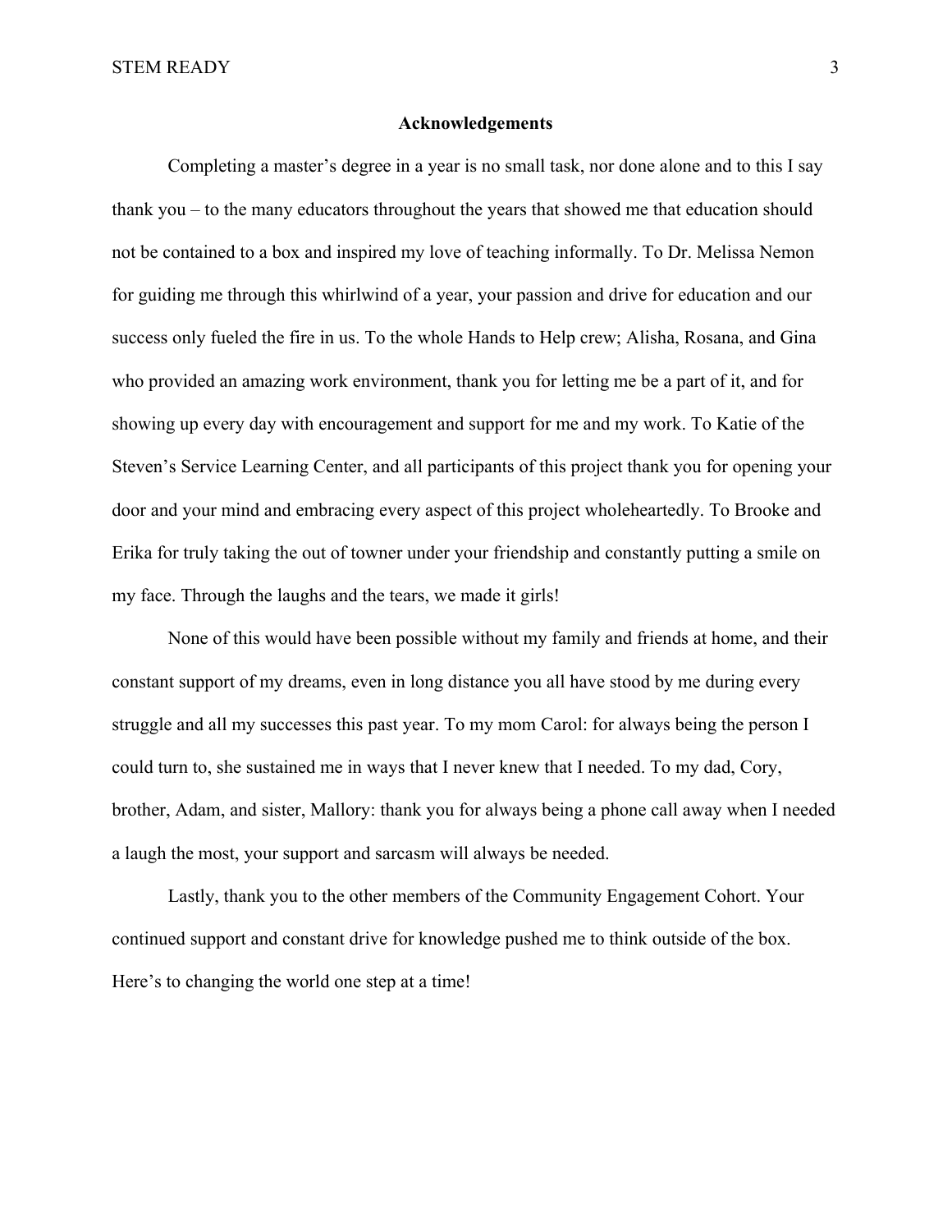## Acknowledgements

Completing a master's degree in a year is no small task, nor done alone and to this I say thank you – to the many educators throughout the years that showed me that education should not be contained to a box and inspired my love of teaching informally. To Dr. Melissa Nemon for guiding me through this whirlwind of a year, your passion and drive for education and our success only fueled the fire in us. To the whole Hands to Help crew; Alisha, Rosana, and Gina who provided an amazing work environment, thank you for letting me be a part of it, and for showing up every day with encouragement and support for me and my work. To Katie of the Steven's Service Learning Center, and all participants of this project thank you for opening your door and your mind and embracing every aspect of this project wholeheartedly. To Brooke and Erika for truly taking the out of towner under your friendship and constantly putting a smile on my face. Through the laughs and the tears, we made it girls!

None of this would have been possible without my family and friends at home, and their constant support of my dreams, even in long distance you all have stood by me during every struggle and all my successes this past year. To my mom Carol: for always being the person I could turn to, she sustained me in ways that I never knew that I needed. To my dad, Cory, brother, Adam, and sister, Mallory: thank you for always being a phone call away when I needed a laugh the most, your support and sarcasm will always be needed.

Lastly, thank you to the other members of the Community Engagement Cohort. Your continued support and constant drive for knowledge pushed me to think outside of the box. Here's to changing the world one step at a time!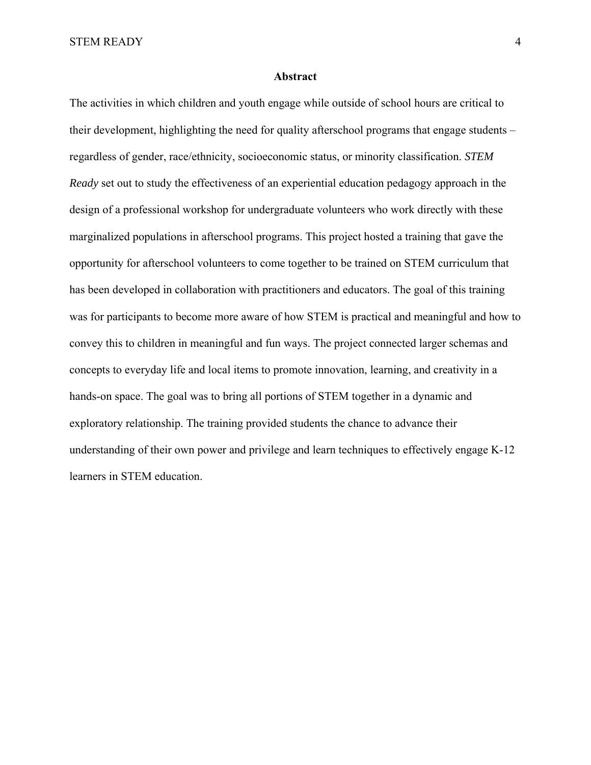# Abstract

The activities in which children and youth engage while outside of school hours are critical to their development, highlighting the need for quality afterschool programs that engage students – regardless of gender, race/ethnicity, socioeconomic status, or minority classification. *STEM Ready* set out to study the effectiveness of an experiential education pedagogy approach in the design of a professional workshop for undergraduate volunteers who work directly with these marginalized populations in afterschool programs. This project hosted a training that gave the opportunity for afterschool volunteers to come together to be trained on STEM curriculum that has been developed in collaboration with practitioners and educators. The goal of this training was for participants to become more aware of how STEM is practical and meaningful and how to convey this to children in meaningful and fun ways. The project connected larger schemas and concepts to everyday life and local items to promote innovation, learning, and creativity in a hands-on space. The goal was to bring all portions of STEM together in a dynamic and exploratory relationship. The training provided students the chance to advance their understanding of their own power and privilege and learn techniques to effectively engage K-12 learners in STEM education.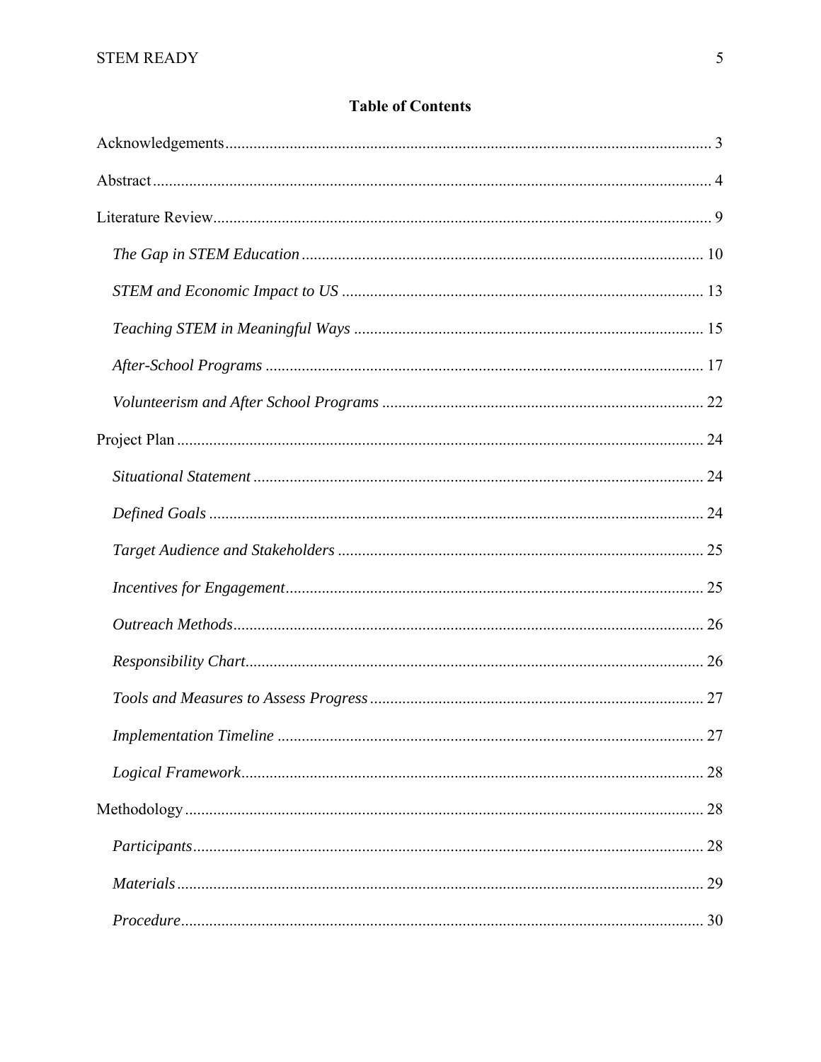## Table of Contents

Acknowledgements........................................................................................................................ 3

Abstract.......................................................................................................................................... 4

Literature Review.......................................................................................................................... 9

*The Gap in STEM Education* ................................................................................................... 10

*STEM and Economic Impact to US* ......................................................................................... 13

*Teaching STEM in Meaningful Ways* ...................................................................................... 15

*After-School Programs* ............................................................................................................ 17

*Volunteerism and After School Programs* ................................................................................ 22

Project Plan .................................................................................................................................. 24

*Situational Statement* ............................................................................................................... 24

*Defined Goals* .......................................................................................................................... 24

*Target Audience and Stakeholders* .......................................................................................... 25

*Incentives for Engagement*....................................................................................................... 25

*Outreach Methods*.................................................................................................................... 26

*Responsibility Chart*................................................................................................................. 26

*Tools and Measures to Assess Progress* .................................................................................. 27

*Implementation Timeline* ......................................................................................................... 27

*Logical Framework*.................................................................................................................. 28

Methodology ................................................................................................................................ 28

*Participants*.............................................................................................................................. 28

*Materials* .................................................................................................................................. 29

*Procedure*................................................................................................................................. 30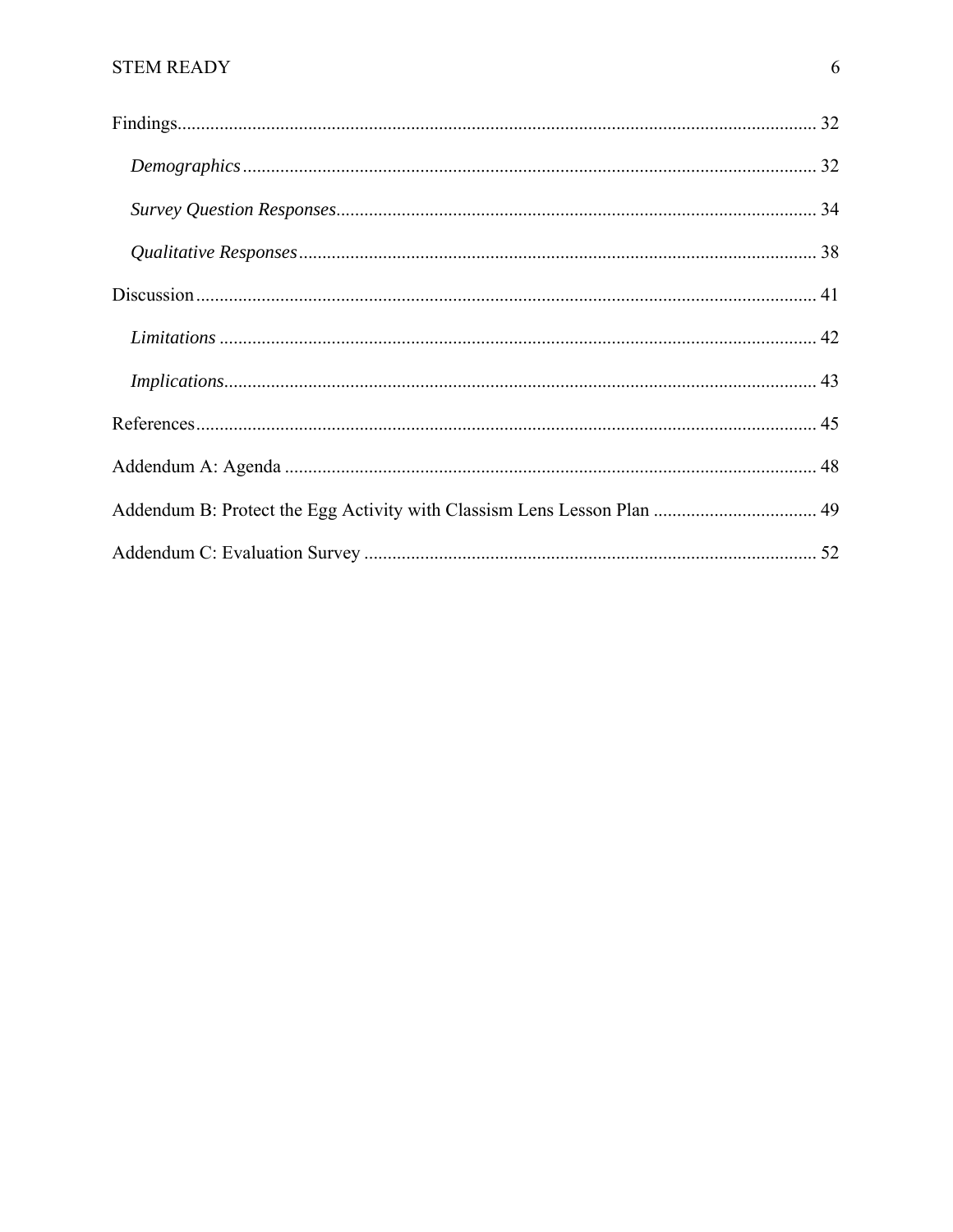Findings ........................................................................................................................ 32

*Demographics* .......................................................................................................... 32

*Survey Question Responses* ...................................................................................... 34

*Qualitative Responses* .............................................................................................. 38

Discussion .................................................................................................................... 41

*Limitations* ............................................................................................................... 42

*Implications* ............................................................................................................. 43

References .................................................................................................................... 45

Addendum A: Agenda ................................................................................................. 48

Addendum B: Protect the Egg Activity with Classism Lens Lesson Plan ................................... 49

Addendum C: Evaluation Survey ................................................................................ 52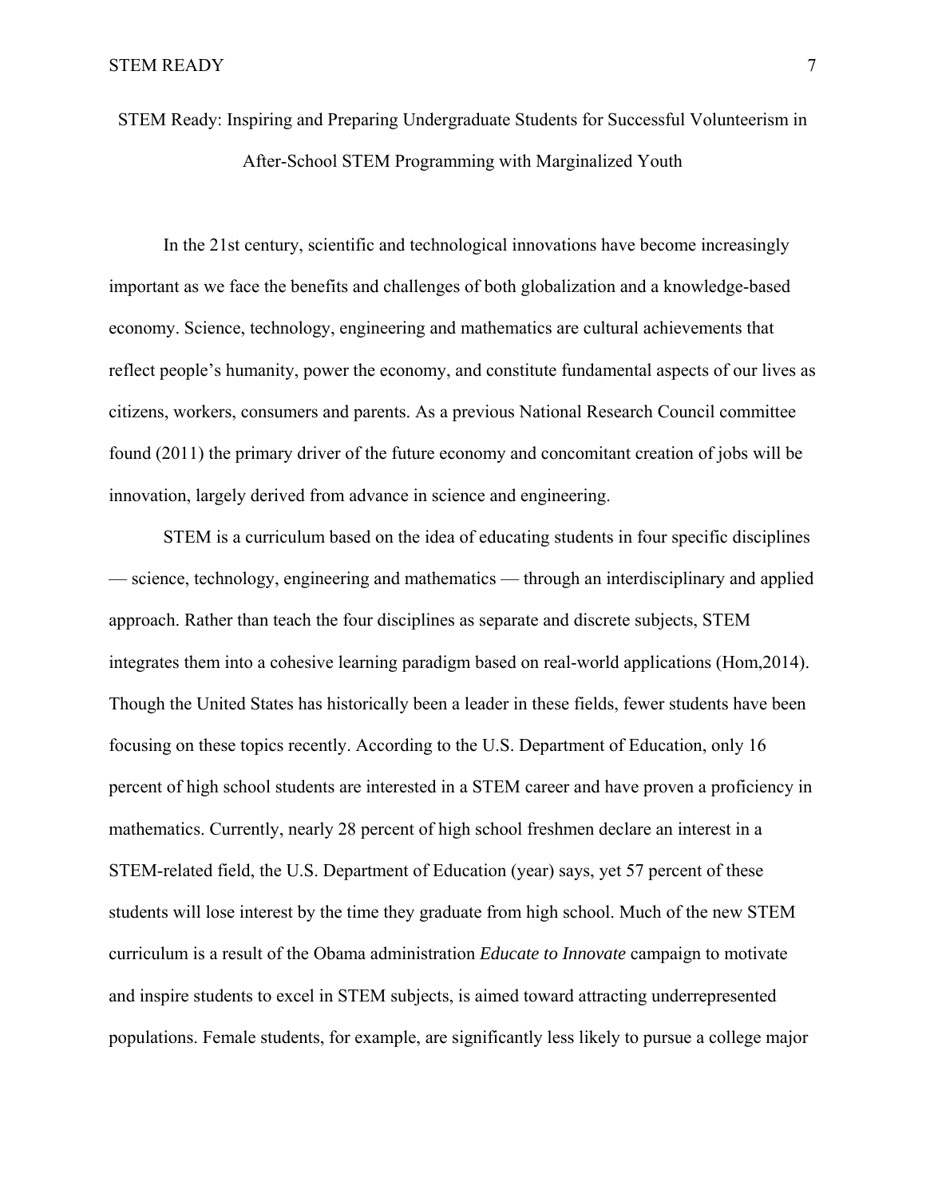# STEM Ready: Inspiring and Preparing Undergraduate Students for Successful Volunteerism in After-School STEM Programming with Marginalized Youth

In the 21st century, scientific and technological innovations have become increasingly important as we face the benefits and challenges of both globalization and a knowledge-based economy. Science, technology, engineering and mathematics are cultural achievements that reflect people's humanity, power the economy, and constitute fundamental aspects of our lives as citizens, workers, consumers and parents. As a previous National Research Council committee found (2011) the primary driver of the future economy and concomitant creation of jobs will be innovation, largely derived from advance in science and engineering.

STEM is a curriculum based on the idea of educating students in four specific disciplines — science, technology, engineering and mathematics — through an interdisciplinary and applied approach. Rather than teach the four disciplines as separate and discrete subjects, STEM integrates them into a cohesive learning paradigm based on real-world applications (Hom,2014). Though the United States has historically been a leader in these fields, fewer students have been focusing on these topics recently. According to the U.S. Department of Education, only 16 percent of high school students are interested in a STEM career and have proven a proficiency in mathematics. Currently, nearly 28 percent of high school freshmen declare an interest in a STEM-related field, the U.S. Department of Education (year) says, yet 57 percent of these students will lose interest by the time they graduate from high school. Much of the new STEM curriculum is a result of the Obama administration *Educate to Innovate* campaign to motivate and inspire students to excel in STEM subjects, is aimed toward attracting underrepresented populations. Female students, for example, are significantly less likely to pursue a college major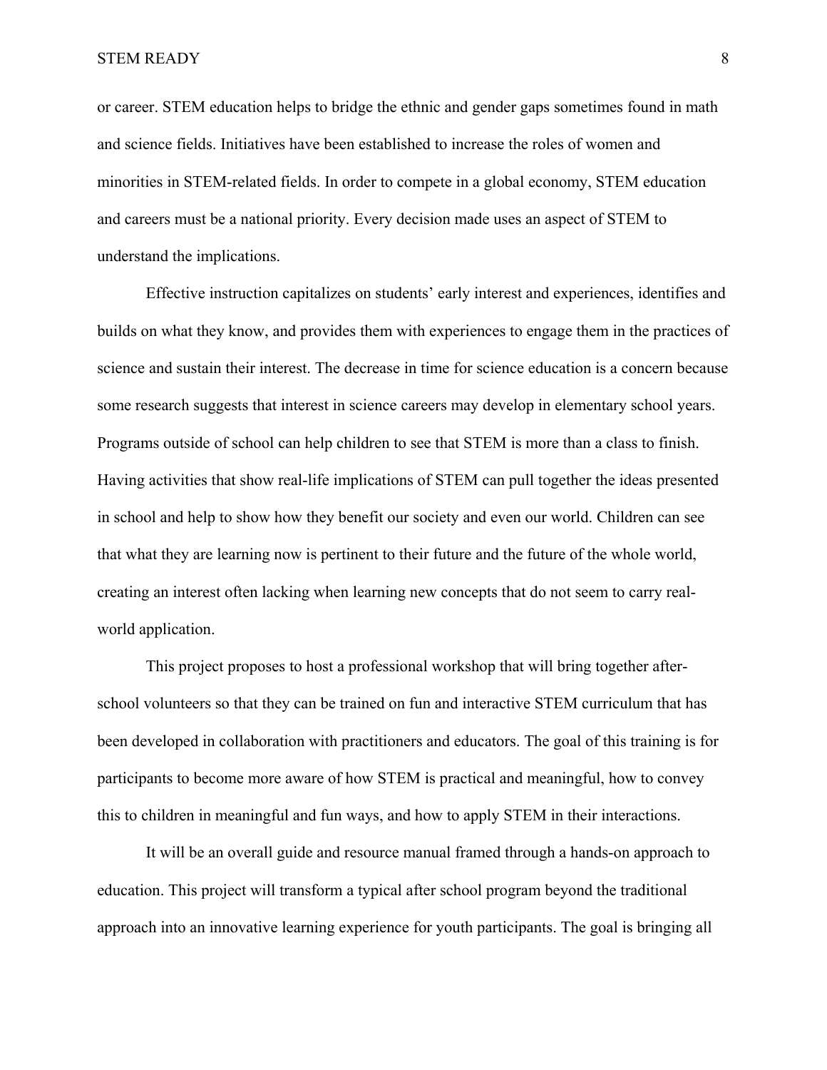or career. STEM education helps to bridge the ethnic and gender gaps sometimes found in math and science fields. Initiatives have been established to increase the roles of women and minorities in STEM-related fields. In order to compete in a global economy, STEM education and careers must be a national priority. Every decision made uses an aspect of STEM to understand the implications.

Effective instruction capitalizes on students' early interest and experiences, identifies and builds on what they know, and provides them with experiences to engage them in the practices of science and sustain their interest. The decrease in time for science education is a concern because some research suggests that interest in science careers may develop in elementary school years. Programs outside of school can help children to see that STEM is more than a class to finish. Having activities that show real-life implications of STEM can pull together the ideas presented in school and help to show how they benefit our society and even our world. Children can see that what they are learning now is pertinent to their future and the future of the whole world, creating an interest often lacking when learning new concepts that do not seem to carry real-world application.

This project proposes to host a professional workshop that will bring together after-school volunteers so that they can be trained on fun and interactive STEM curriculum that has been developed in collaboration with practitioners and educators. The goal of this training is for participants to become more aware of how STEM is practical and meaningful, how to convey this to children in meaningful and fun ways, and how to apply STEM in their interactions.

It will be an overall guide and resource manual framed through a hands-on approach to education. This project will transform a typical after school program beyond the traditional approach into an innovative learning experience for youth participants. The goal is bringing all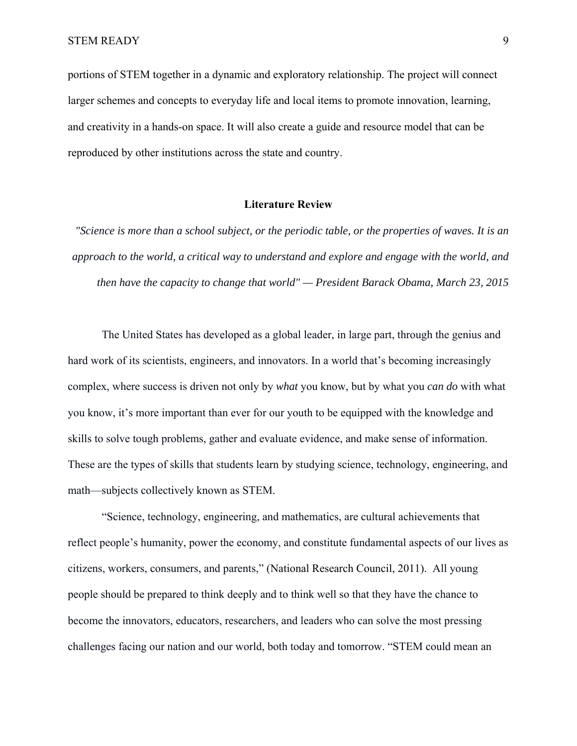portions of STEM together in a dynamic and exploratory relationship. The project will connect larger schemes and concepts to everyday life and local items to promote innovation, learning, and creativity in a hands-on space. It will also create a guide and resource model that can be reproduced by other institutions across the state and country.

## Literature Review

*"Science is more than a school subject, or the periodic table, or the properties of waves. It is an approach to the world, a critical way to understand and explore and engage with the world, and then have the capacity to change that world" — President Barack Obama, March 23, 2015*

The United States has developed as a global leader, in large part, through the genius and hard work of its scientists, engineers, and innovators. In a world that's becoming increasingly complex, where success is driven not only by *what* you know, but by what you *can do* with what you know, it's more important than ever for our youth to be equipped with the knowledge and skills to solve tough problems, gather and evaluate evidence, and make sense of information. These are the types of skills that students learn by studying science, technology, engineering, and math—subjects collectively known as STEM.

"Science, technology, engineering, and mathematics, are cultural achievements that reflect people's humanity, power the economy, and constitute fundamental aspects of our lives as citizens, workers, consumers, and parents," (National Research Council, 2011). All young people should be prepared to think deeply and to think well so that they have the chance to become the innovators, educators, researchers, and leaders who can solve the most pressing challenges facing our nation and our world, both today and tomorrow. "STEM could mean an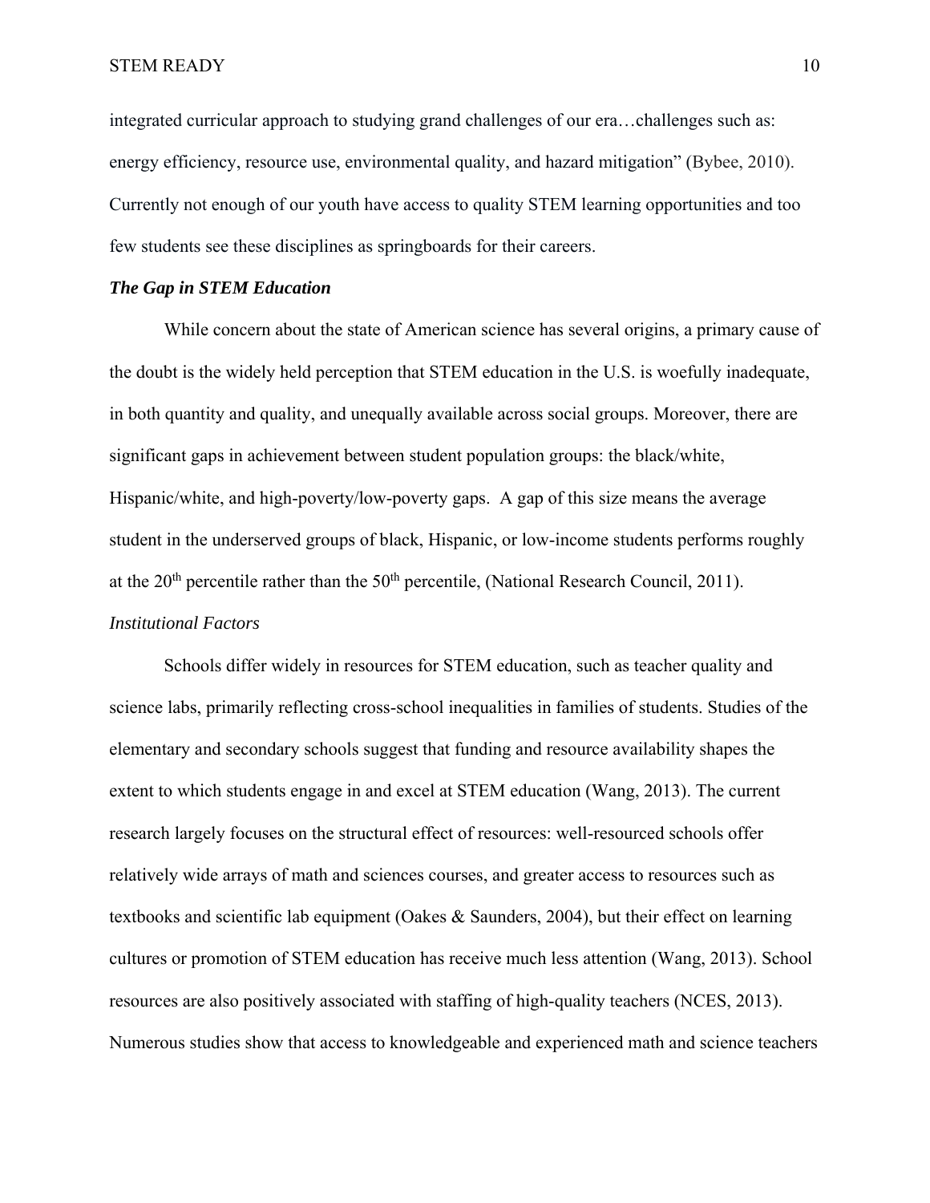integrated curricular approach to studying grand challenges of our era…challenges such as: energy efficiency, resource use, environmental quality, and hazard mitigation" (Bybee, 2010). Currently not enough of our youth have access to quality STEM learning opportunities and too few students see these disciplines as springboards for their careers.

### *The Gap in STEM Education*

While concern about the state of American science has several origins, a primary cause of the doubt is the widely held perception that STEM education in the U.S. is woefully inadequate, in both quantity and quality, and unequally available across social groups. Moreover, there are significant gaps in achievement between student population groups: the black/white, Hispanic/white, and high-poverty/low-poverty gaps. A gap of this size means the average student in the underserved groups of black, Hispanic, or low-income students performs roughly at the 20th percentile rather than the 50th percentile, (National Research Council, 2011).

#### *Institutional Factors*

Schools differ widely in resources for STEM education, such as teacher quality and science labs, primarily reflecting cross-school inequalities in families of students. Studies of the elementary and secondary schools suggest that funding and resource availability shapes the extent to which students engage in and excel at STEM education (Wang, 2013). The current research largely focuses on the structural effect of resources: well-resourced schools offer relatively wide arrays of math and sciences courses, and greater access to resources such as textbooks and scientific lab equipment (Oakes & Saunders, 2004), but their effect on learning cultures or promotion of STEM education has receive much less attention (Wang, 2013). School resources are also positively associated with staffing of high-quality teachers (NCES, 2013). Numerous studies show that access to knowledgeable and experienced math and science teachers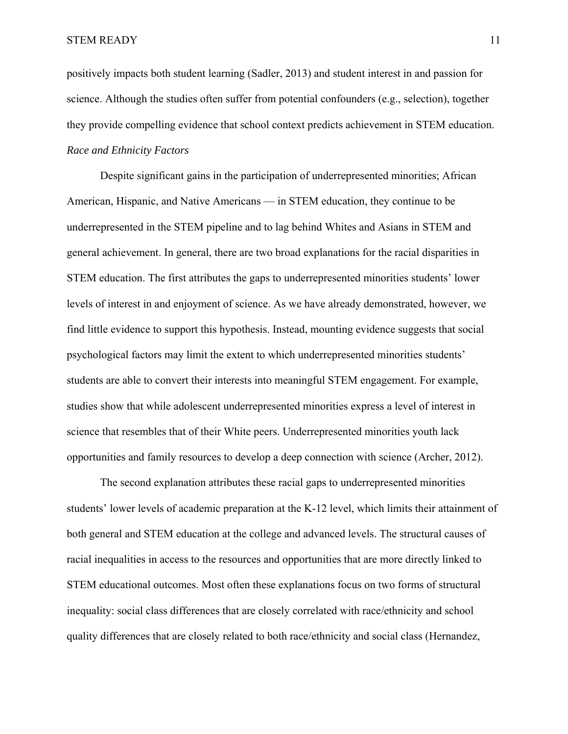positively impacts both student learning (Sadler, 2013) and student interest in and passion for science. Although the studies often suffer from potential confounders (e.g., selection), together they provide compelling evidence that school context predicts achievement in STEM education.

### *Race and Ethnicity Factors*

Despite significant gains in the participation of underrepresented minorities; African American, Hispanic, and Native Americans — in STEM education, they continue to be underrepresented in the STEM pipeline and to lag behind Whites and Asians in STEM and general achievement. In general, there are two broad explanations for the racial disparities in STEM education. The first attributes the gaps to underrepresented minorities students' lower levels of interest in and enjoyment of science. As we have already demonstrated, however, we find little evidence to support this hypothesis. Instead, mounting evidence suggests that social psychological factors may limit the extent to which underrepresented minorities students' students are able to convert their interests into meaningful STEM engagement. For example, studies show that while adolescent underrepresented minorities express a level of interest in science that resembles that of their White peers. Underrepresented minorities youth lack opportunities and family resources to develop a deep connection with science (Archer, 2012).

The second explanation attributes these racial gaps to underrepresented minorities students' lower levels of academic preparation at the K-12 level, which limits their attainment of both general and STEM education at the college and advanced levels. The structural causes of racial inequalities in access to the resources and opportunities that are more directly linked to STEM educational outcomes. Most often these explanations focus on two forms of structural inequality: social class differences that are closely correlated with race/ethnicity and school quality differences that are closely related to both race/ethnicity and social class (Hernandez,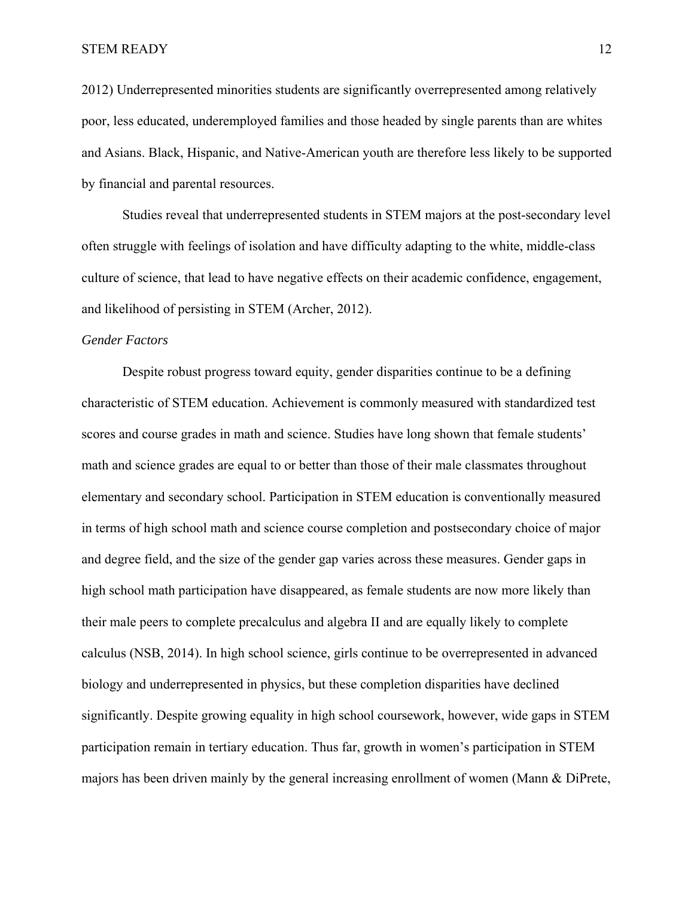2012) Underrepresented minorities students are significantly overrepresented among relatively poor, less educated, underemployed families and those headed by single parents than are whites and Asians. Black, Hispanic, and Native-American youth are therefore less likely to be supported by financial and parental resources.

Studies reveal that underrepresented students in STEM majors at the post-secondary level often struggle with feelings of isolation and have difficulty adapting to the white, middle-class culture of science, that lead to have negative effects on their academic confidence, engagement, and likelihood of persisting in STEM (Archer, 2012).

### *Gender Factors*

Despite robust progress toward equity, gender disparities continue to be a defining characteristic of STEM education. Achievement is commonly measured with standardized test scores and course grades in math and science. Studies have long shown that female students' math and science grades are equal to or better than those of their male classmates throughout elementary and secondary school. Participation in STEM education is conventionally measured in terms of high school math and science course completion and postsecondary choice of major and degree field, and the size of the gender gap varies across these measures. Gender gaps in high school math participation have disappeared, as female students are now more likely than their male peers to complete precalculus and algebra II and are equally likely to complete calculus (NSB, 2014). In high school science, girls continue to be overrepresented in advanced biology and underrepresented in physics, but these completion disparities have declined significantly. Despite growing equality in high school coursework, however, wide gaps in STEM participation remain in tertiary education. Thus far, growth in women's participation in STEM majors has been driven mainly by the general increasing enrollment of women (Mann & DiPrete,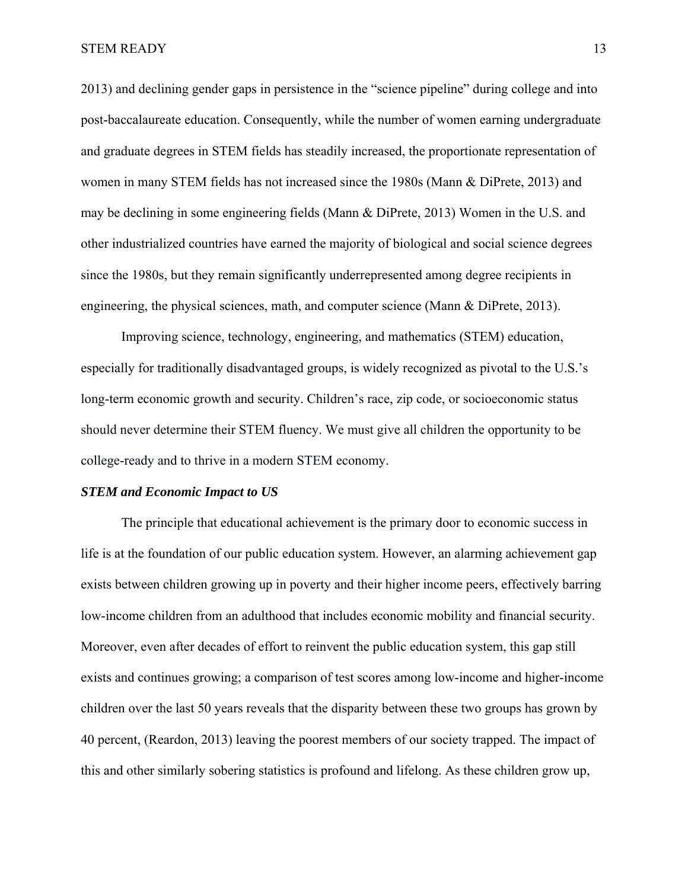2013) and declining gender gaps in persistence in the "science pipeline" during college and into post-baccalaureate education. Consequently, while the number of women earning undergraduate and graduate degrees in STEM fields has steadily increased, the proportionate representation of women in many STEM fields has not increased since the 1980s (Mann & DiPrete, 2013) and may be declining in some engineering fields (Mann & DiPrete, 2013) Women in the U.S. and other industrialized countries have earned the majority of biological and social science degrees since the 1980s, but they remain significantly underrepresented among degree recipients in engineering, the physical sciences, math, and computer science (Mann & DiPrete, 2013).

Improving science, technology, engineering, and mathematics (STEM) education, especially for traditionally disadvantaged groups, is widely recognized as pivotal to the U.S.'s long-term economic growth and security. Children's race, zip code, or socioeconomic status should never determine their STEM fluency. We must give all children the opportunity to be college-ready and to thrive in a modern STEM economy.

***STEM and Economic Impact to US***

The principle that educational achievement is the primary door to economic success in life is at the foundation of our public education system. However, an alarming achievement gap exists between children growing up in poverty and their higher income peers, effectively barring low-income children from an adulthood that includes economic mobility and financial security. Moreover, even after decades of effort to reinvent the public education system, this gap still exists and continues growing; a comparison of test scores among low-income and higher-income children over the last 50 years reveals that the disparity between these two groups has grown by 40 percent, (Reardon, 2013) leaving the poorest members of our society trapped. The impact of this and other similarly sobering statistics is profound and lifelong. As these children grow up,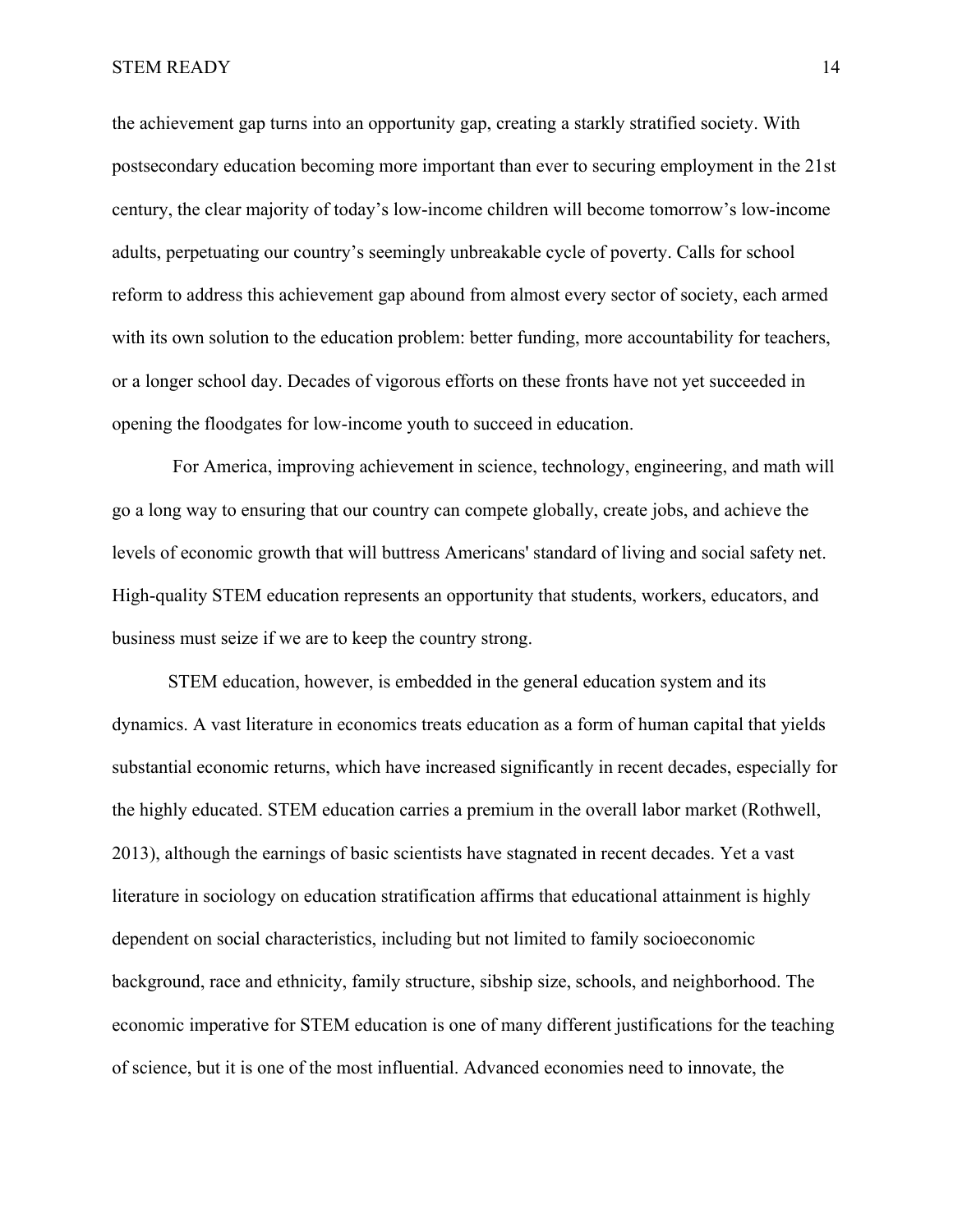the achievement gap turns into an opportunity gap, creating a starkly stratified society. With postsecondary education becoming more important than ever to securing employment in the 21st century, the clear majority of today's low-income children will become tomorrow's low-income adults, perpetuating our country's seemingly unbreakable cycle of poverty. Calls for school reform to address this achievement gap abound from almost every sector of society, each armed with its own solution to the education problem: better funding, more accountability for teachers, or a longer school day. Decades of vigorous efforts on these fronts have not yet succeeded in opening the floodgates for low-income youth to succeed in education.

For America, improving achievement in science, technology, engineering, and math will go a long way to ensuring that our country can compete globally, create jobs, and achieve the levels of economic growth that will buttress Americans' standard of living and social safety net. High-quality STEM education represents an opportunity that students, workers, educators, and business must seize if we are to keep the country strong.

STEM education, however, is embedded in the general education system and its dynamics. A vast literature in economics treats education as a form of human capital that yields substantial economic returns, which have increased significantly in recent decades, especially for the highly educated. STEM education carries a premium in the overall labor market (Rothwell, 2013), although the earnings of basic scientists have stagnated in recent decades. Yet a vast literature in sociology on education stratification affirms that educational attainment is highly dependent on social characteristics, including but not limited to family socioeconomic background, race and ethnicity, family structure, sibship size, schools, and neighborhood. The economic imperative for STEM education is one of many different justifications for the teaching of science, but it is one of the most influential. Advanced economies need to innovate, the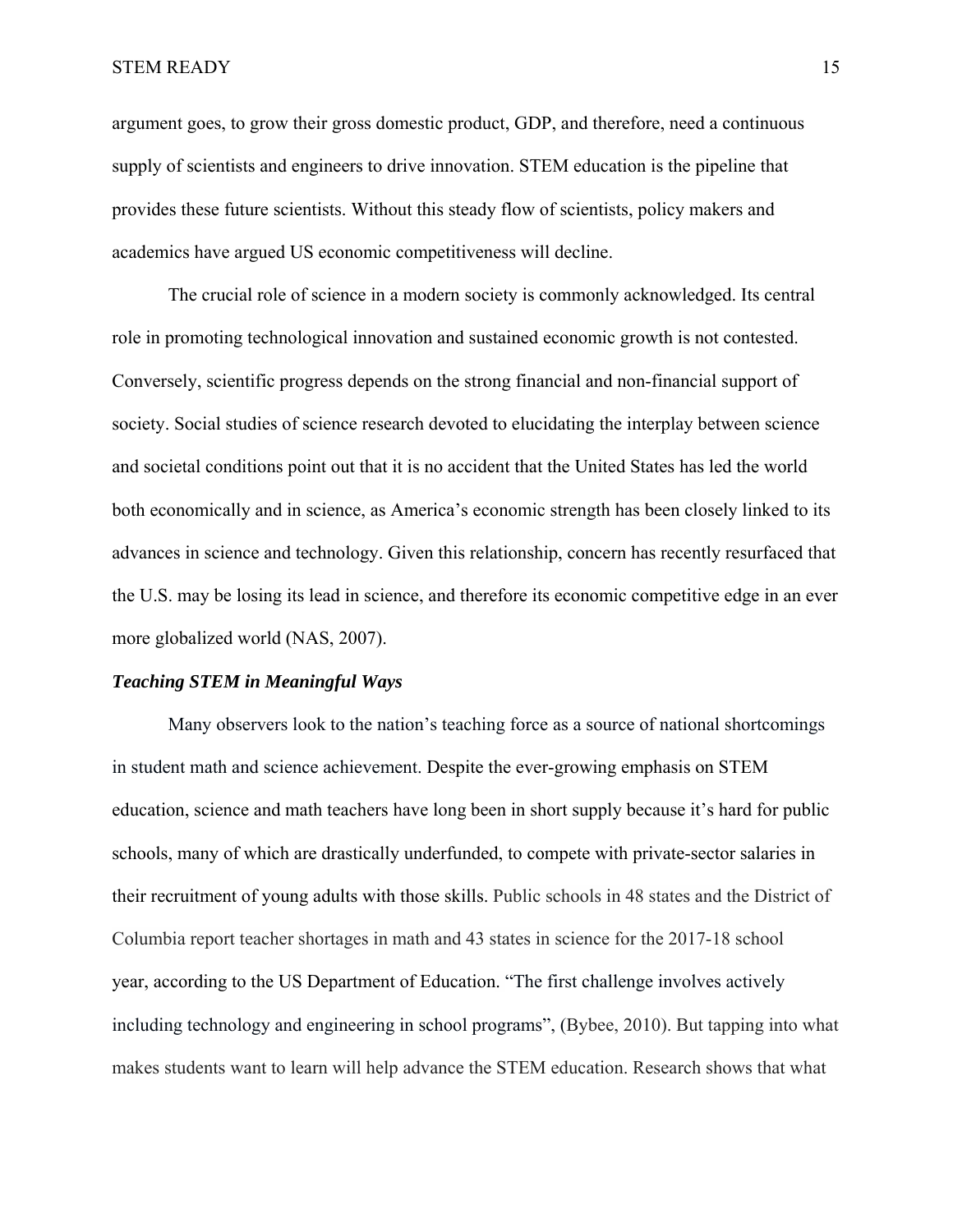argument goes, to grow their gross domestic product, GDP, and therefore, need a continuous supply of scientists and engineers to drive innovation. STEM education is the pipeline that provides these future scientists. Without this steady flow of scientists, policy makers and academics have argued US economic competitiveness will decline.

The crucial role of science in a modern society is commonly acknowledged. Its central role in promoting technological innovation and sustained economic growth is not contested. Conversely, scientific progress depends on the strong financial and non-financial support of society. Social studies of science research devoted to elucidating the interplay between science and societal conditions point out that it is no accident that the United States has led the world both economically and in science, as America's economic strength has been closely linked to its advances in science and technology. Given this relationship, concern has recently resurfaced that the U.S. may be losing its lead in science, and therefore its economic competitive edge in an ever more globalized world (NAS, 2007).

### *Teaching STEM in Meaningful Ways*

Many observers look to the nation's teaching force as a source of national shortcomings in student math and science achievement. Despite the ever-growing emphasis on STEM education, science and math teachers have long been in short supply because it's hard for public schools, many of which are drastically underfunded, to compete with private-sector salaries in their recruitment of young adults with those skills. Public schools in 48 states and the District of Columbia report teacher shortages in math and 43 states in science for the 2017-18 school year, according to the US Department of Education. "The first challenge involves actively including technology and engineering in school programs", (Bybee, 2010). But tapping into what makes students want to learn will help advance the STEM education. Research shows that what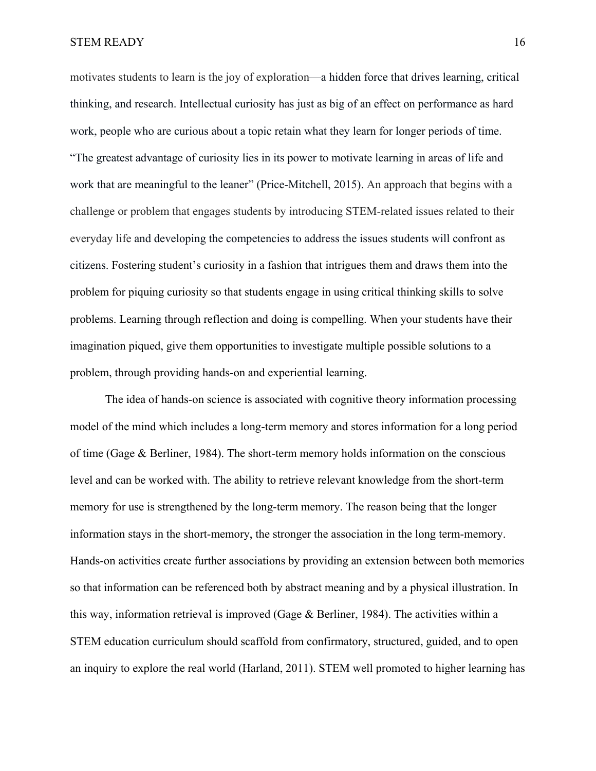motivates students to learn is the joy of exploration—a hidden force that drives learning, critical thinking, and research. Intellectual curiosity has just as big of an effect on performance as hard work, people who are curious about a topic retain what they learn for longer periods of time. "The greatest advantage of curiosity lies in its power to motivate learning in areas of life and work that are meaningful to the leaner" (Price-Mitchell, 2015). An approach that begins with a challenge or problem that engages students by introducing STEM-related issues related to their everyday life and developing the competencies to address the issues students will confront as citizens. Fostering student's curiosity in a fashion that intrigues them and draws them into the problem for piquing curiosity so that students engage in using critical thinking skills to solve problems. Learning through reflection and doing is compelling. When your students have their imagination piqued, give them opportunities to investigate multiple possible solutions to a problem, through providing hands-on and experiential learning.

The idea of hands-on science is associated with cognitive theory information processing model of the mind which includes a long-term memory and stores information for a long period of time (Gage & Berliner, 1984). The short-term memory holds information on the conscious level and can be worked with. The ability to retrieve relevant knowledge from the short-term memory for use is strengthened by the long-term memory. The reason being that the longer information stays in the short-memory, the stronger the association in the long term-memory. Hands-on activities create further associations by providing an extension between both memories so that information can be referenced both by abstract meaning and by a physical illustration. In this way, information retrieval is improved (Gage & Berliner, 1984). The activities within a STEM education curriculum should scaffold from confirmatory, structured, guided, and to open an inquiry to explore the real world (Harland, 2011). STEM well promoted to higher learning has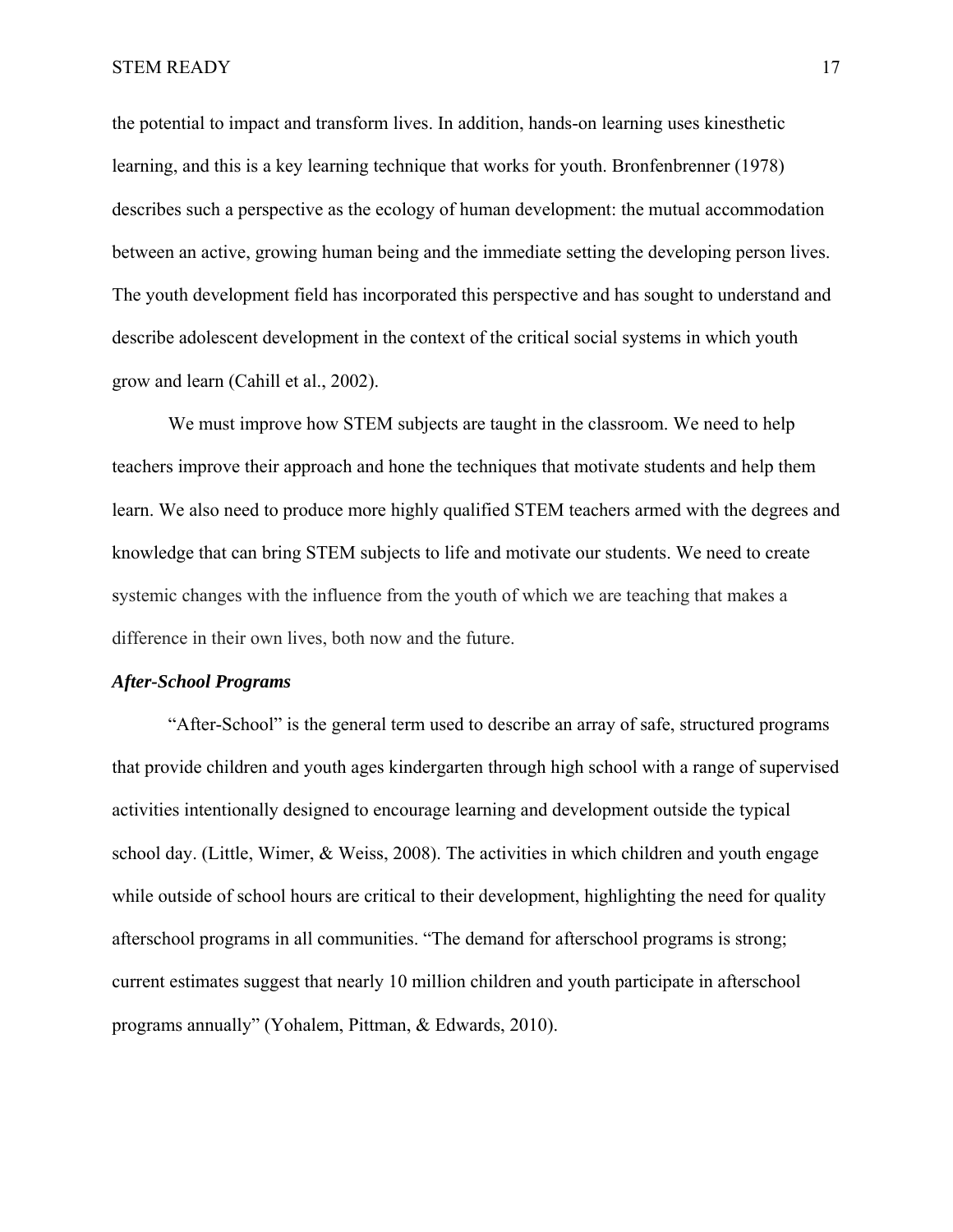the potential to impact and transform lives. In addition, hands-on learning uses kinesthetic learning, and this is a key learning technique that works for youth. Bronfenbrenner (1978) describes such a perspective as the ecology of human development: the mutual accommodation between an active, growing human being and the immediate setting the developing person lives. The youth development field has incorporated this perspective and has sought to understand and describe adolescent development in the context of the critical social systems in which youth grow and learn (Cahill et al., 2002).

We must improve how STEM subjects are taught in the classroom. We need to help teachers improve their approach and hone the techniques that motivate students and help them learn. We also need to produce more highly qualified STEM teachers armed with the degrees and knowledge that can bring STEM subjects to life and motivate our students. We need to create systemic changes with the influence from the youth of which we are teaching that makes a difference in their own lives, both now and the future.

### *After-School Programs*

"After-School" is the general term used to describe an array of safe, structured programs that provide children and youth ages kindergarten through high school with a range of supervised activities intentionally designed to encourage learning and development outside the typical school day. (Little, Wimer, & Weiss, 2008). The activities in which children and youth engage while outside of school hours are critical to their development, highlighting the need for quality afterschool programs in all communities. "The demand for afterschool programs is strong; current estimates suggest that nearly 10 million children and youth participate in afterschool programs annually" (Yohalem, Pittman, & Edwards, 2010).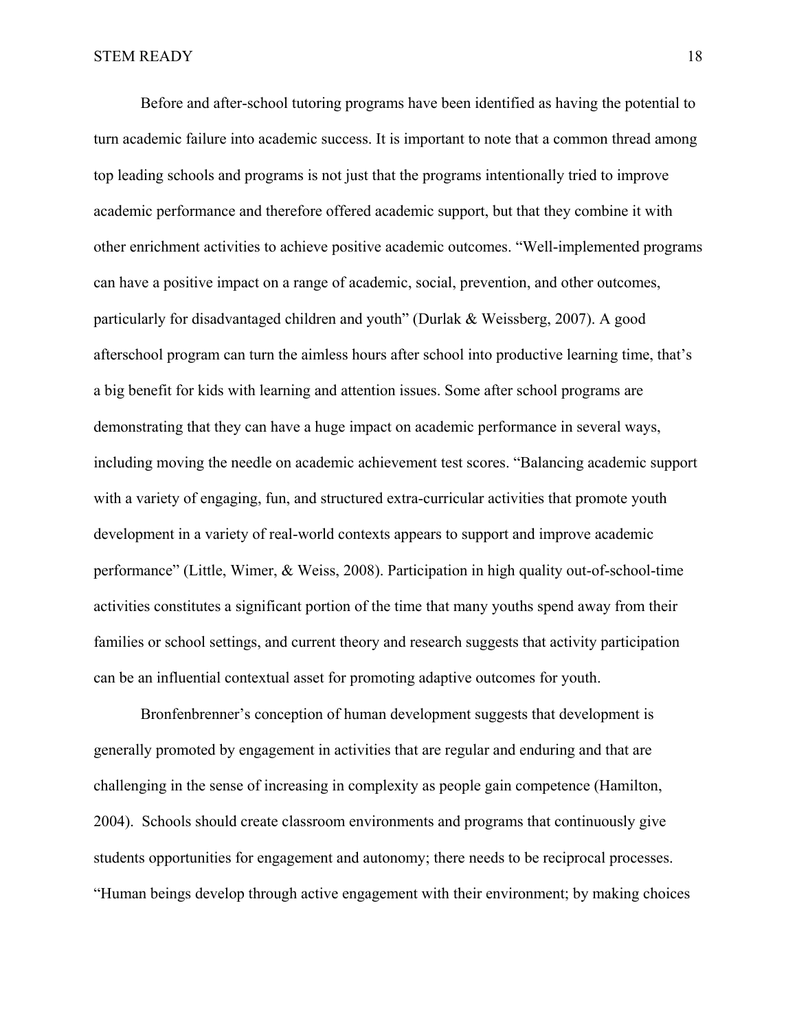Before and after-school tutoring programs have been identified as having the potential to turn academic failure into academic success. It is important to note that a common thread among top leading schools and programs is not just that the programs intentionally tried to improve academic performance and therefore offered academic support, but that they combine it with other enrichment activities to achieve positive academic outcomes. “Well-implemented programs can have a positive impact on a range of academic, social, prevention, and other outcomes, particularly for disadvantaged children and youth” (Durlak & Weissberg, 2007). A good afterschool program can turn the aimless hours after school into productive learning time, that’s a big benefit for kids with learning and attention issues. Some after school programs are demonstrating that they can have a huge impact on academic performance in several ways, including moving the needle on academic achievement test scores. “Balancing academic support with a variety of engaging, fun, and structured extra-curricular activities that promote youth development in a variety of real-world contexts appears to support and improve academic performance” (Little, Wimer, & Weiss, 2008). Participation in high quality out-of-school-time activities constitutes a significant portion of the time that many youths spend away from their families or school settings, and current theory and research suggests that activity participation can be an influential contextual asset for promoting adaptive outcomes for youth.

Bronfenbrenner’s conception of human development suggests that development is generally promoted by engagement in activities that are regular and enduring and that are challenging in the sense of increasing in complexity as people gain competence (Hamilton, 2004). Schools should create classroom environments and programs that continuously give students opportunities for engagement and autonomy; there needs to be reciprocal processes. “Human beings develop through active engagement with their environment; by making choices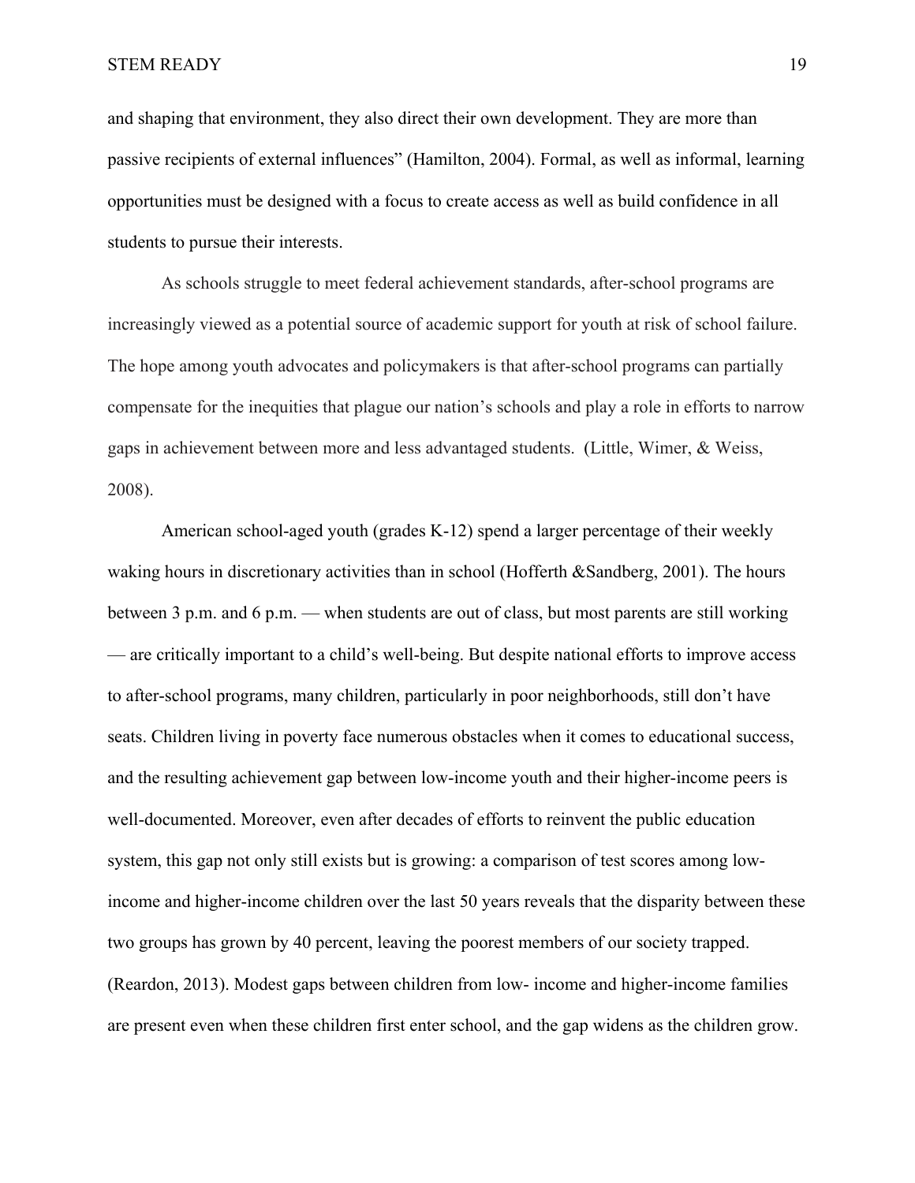and shaping that environment, they also direct their own development. They are more than passive recipients of external influences" (Hamilton, 2004). Formal, as well as informal, learning opportunities must be designed with a focus to create access as well as build confidence in all students to pursue their interests.

As schools struggle to meet federal achievement standards, after-school programs are increasingly viewed as a potential source of academic support for youth at risk of school failure. The hope among youth advocates and policymakers is that after-school programs can partially compensate for the inequities that plague our nation's schools and play a role in efforts to narrow gaps in achievement between more and less advantaged students. (Little, Wimer, & Weiss, 2008).

American school-aged youth (grades K-12) spend a larger percentage of their weekly waking hours in discretionary activities than in school (Hofferth &Sandberg, 2001). The hours between 3 p.m. and 6 p.m. — when students are out of class, but most parents are still working — are critically important to a child's well-being. But despite national efforts to improve access to after-school programs, many children, particularly in poor neighborhoods, still don't have seats. Children living in poverty face numerous obstacles when it comes to educational success, and the resulting achievement gap between low-income youth and their higher-income peers is well-documented. Moreover, even after decades of efforts to reinvent the public education system, this gap not only still exists but is growing: a comparison of test scores among low-income and higher-income children over the last 50 years reveals that the disparity between these two groups has grown by 40 percent, leaving the poorest members of our society trapped. (Reardon, 2013). Modest gaps between children from low- income and higher-income families are present even when these children first enter school, and the gap widens as the children grow.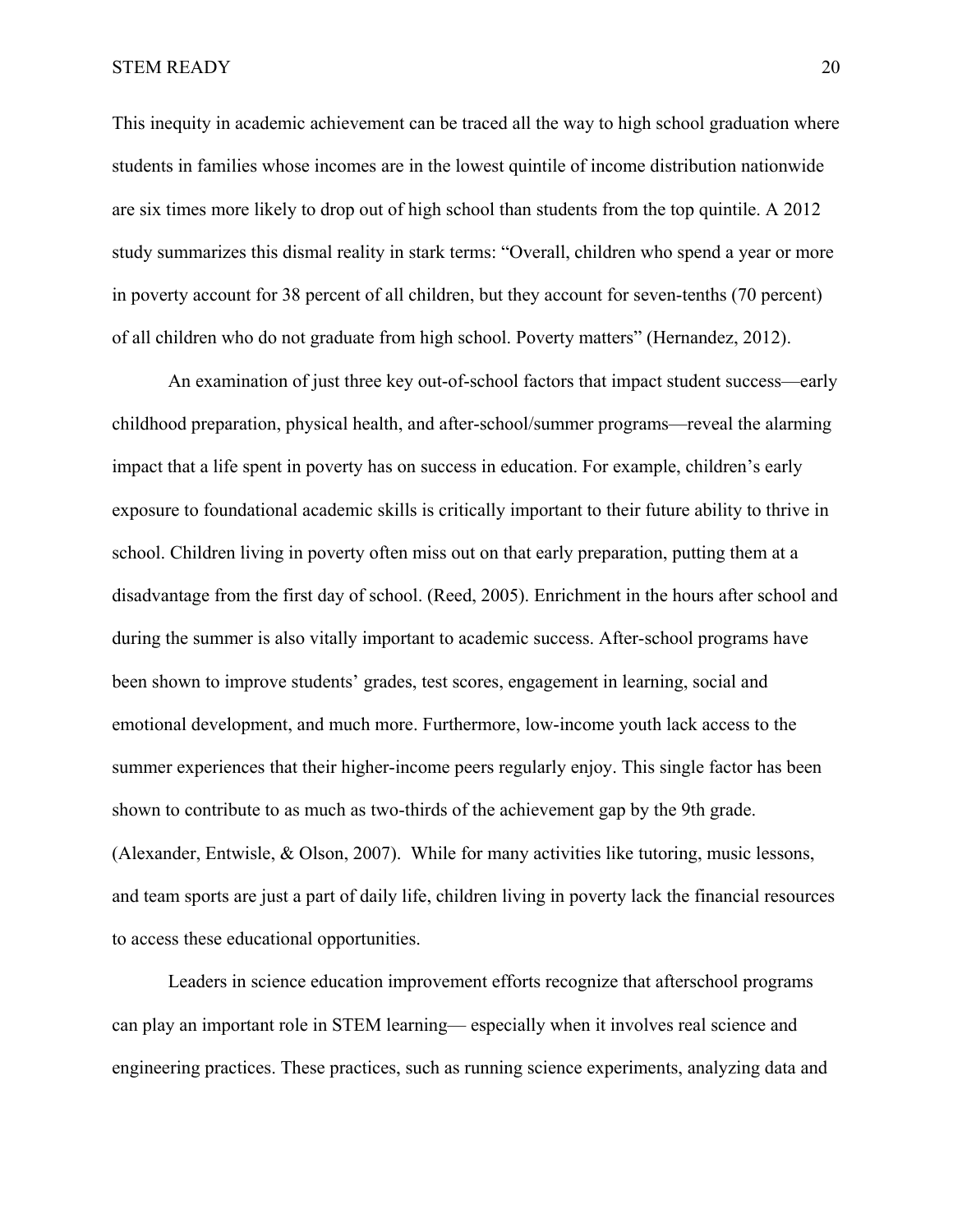This inequity in academic achievement can be traced all the way to high school graduation where students in families whose incomes are in the lowest quintile of income distribution nationwide are six times more likely to drop out of high school than students from the top quintile. A 2012 study summarizes this dismal reality in stark terms: “Overall, children who spend a year or more in poverty account for 38 percent of all children, but they account for seven-tenths (70 percent) of all children who do not graduate from high school. Poverty matters” (Hernandez, 2012).

An examination of just three key out-of-school factors that impact student success—early childhood preparation, physical health, and after-school/summer programs—reveal the alarming impact that a life spent in poverty has on success in education. For example, children’s early exposure to foundational academic skills is critically important to their future ability to thrive in school. Children living in poverty often miss out on that early preparation, putting them at a disadvantage from the first day of school. (Reed, 2005). Enrichment in the hours after school and during the summer is also vitally important to academic success. After-school programs have been shown to improve students’ grades, test scores, engagement in learning, social and emotional development, and much more. Furthermore, low-income youth lack access to the summer experiences that their higher-income peers regularly enjoy. This single factor has been shown to contribute to as much as two-thirds of the achievement gap by the 9th grade. (Alexander, Entwisle, & Olson, 2007). While for many activities like tutoring, music lessons, and team sports are just a part of daily life, children living in poverty lack the financial resources to access these educational opportunities.

Leaders in science education improvement efforts recognize that afterschool programs can play an important role in STEM learning— especially when it involves real science and engineering practices. These practices, such as running science experiments, analyzing data and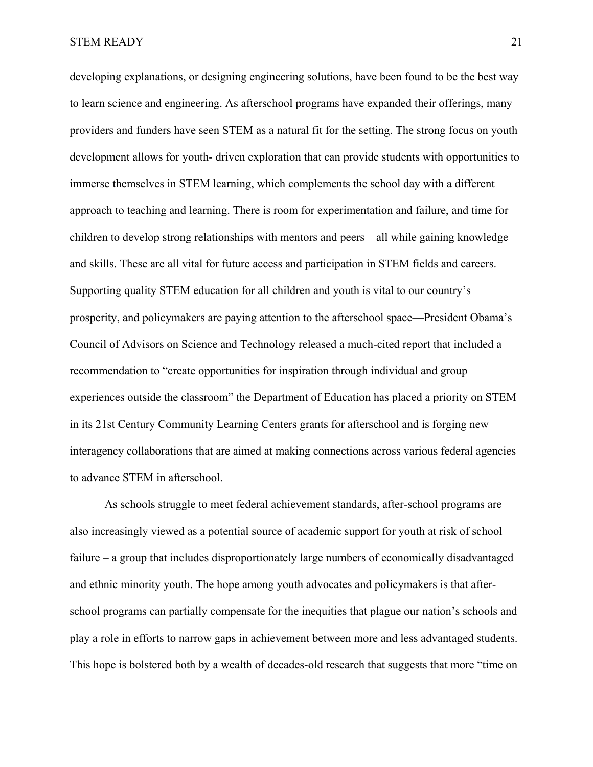developing explanations, or designing engineering solutions, have been found to be the best way to learn science and engineering. As afterschool programs have expanded their offerings, many providers and funders have seen STEM as a natural fit for the setting. The strong focus on youth development allows for youth- driven exploration that can provide students with opportunities to immerse themselves in STEM learning, which complements the school day with a different approach to teaching and learning. There is room for experimentation and failure, and time for children to develop strong relationships with mentors and peers—all while gaining knowledge and skills. These are all vital for future access and participation in STEM fields and careers. Supporting quality STEM education for all children and youth is vital to our country's prosperity, and policymakers are paying attention to the afterschool space—President Obama's Council of Advisors on Science and Technology released a much-cited report that included a recommendation to "create opportunities for inspiration through individual and group experiences outside the classroom" the Department of Education has placed a priority on STEM in its 21st Century Community Learning Centers grants for afterschool and is forging new interagency collaborations that are aimed at making connections across various federal agencies to advance STEM in afterschool.

As schools struggle to meet federal achievement standards, after-school programs are also increasingly viewed as a potential source of academic support for youth at risk of school failure – a group that includes disproportionately large numbers of economically disadvantaged and ethnic minority youth. The hope among youth advocates and policymakers is that after-school programs can partially compensate for the inequities that plague our nation's schools and play a role in efforts to narrow gaps in achievement between more and less advantaged students. This hope is bolstered both by a wealth of decades-old research that suggests that more "time on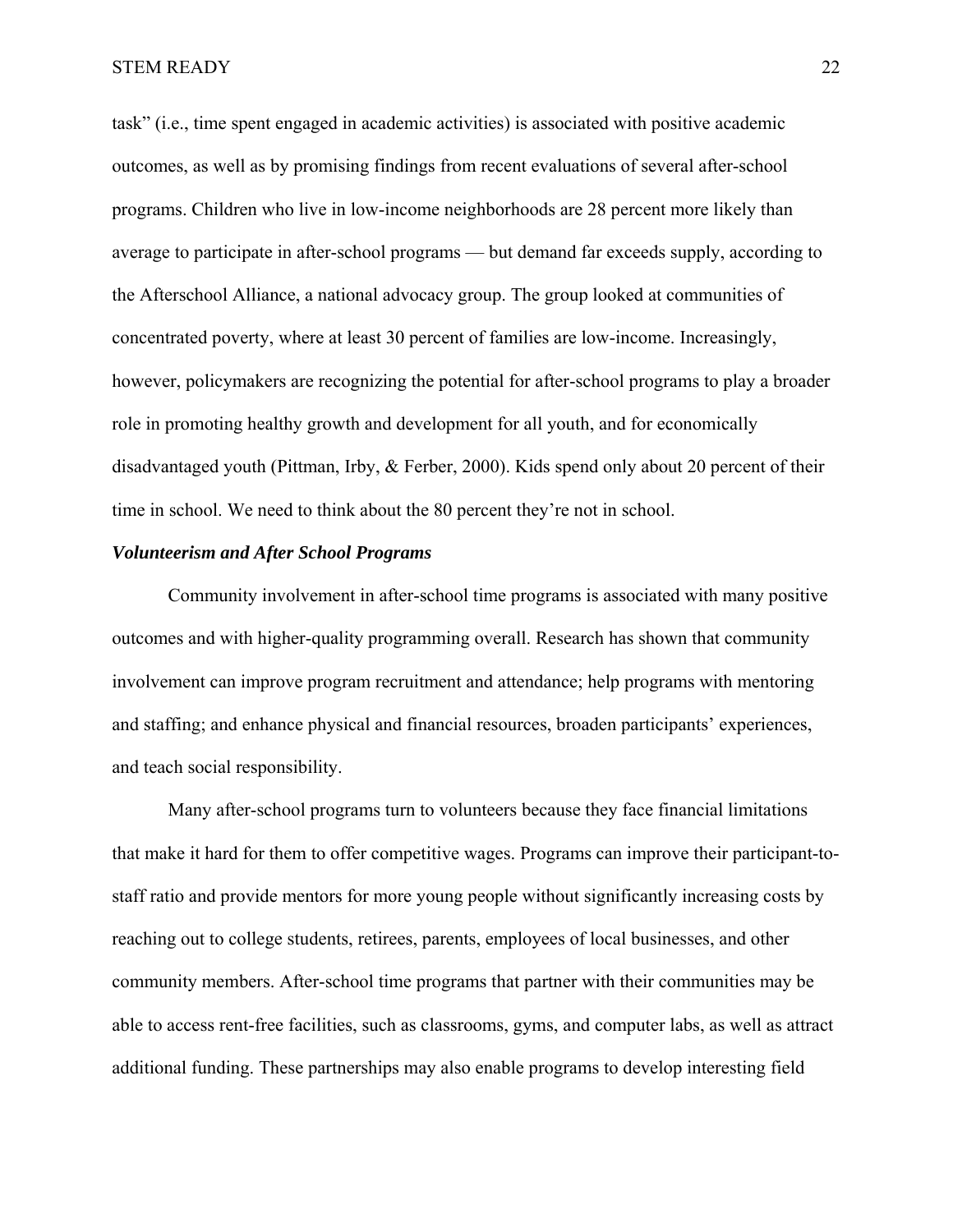task" (i.e., time spent engaged in academic activities) is associated with positive academic outcomes, as well as by promising findings from recent evaluations of several after-school programs. Children who live in low-income neighborhoods are 28 percent more likely than average to participate in after-school programs — but demand far exceeds supply, according to the Afterschool Alliance, a national advocacy group. The group looked at communities of concentrated poverty, where at least 30 percent of families are low-income. Increasingly, however, policymakers are recognizing the potential for after-school programs to play a broader role in promoting healthy growth and development for all youth, and for economically disadvantaged youth (Pittman, Irby, & Ferber, 2000). Kids spend only about 20 percent of their time in school. We need to think about the 80 percent they're not in school.

### *Volunteerism and After School Programs*

Community involvement in after-school time programs is associated with many positive outcomes and with higher-quality programming overall. Research has shown that community involvement can improve program recruitment and attendance; help programs with mentoring and staffing; and enhance physical and financial resources, broaden participants' experiences, and teach social responsibility.

Many after-school programs turn to volunteers because they face financial limitations that make it hard for them to offer competitive wages. Programs can improve their participant-to-staff ratio and provide mentors for more young people without significantly increasing costs by reaching out to college students, retirees, parents, employees of local businesses, and other community members. After-school time programs that partner with their communities may be able to access rent-free facilities, such as classrooms, gyms, and computer labs, as well as attract additional funding. These partnerships may also enable programs to develop interesting field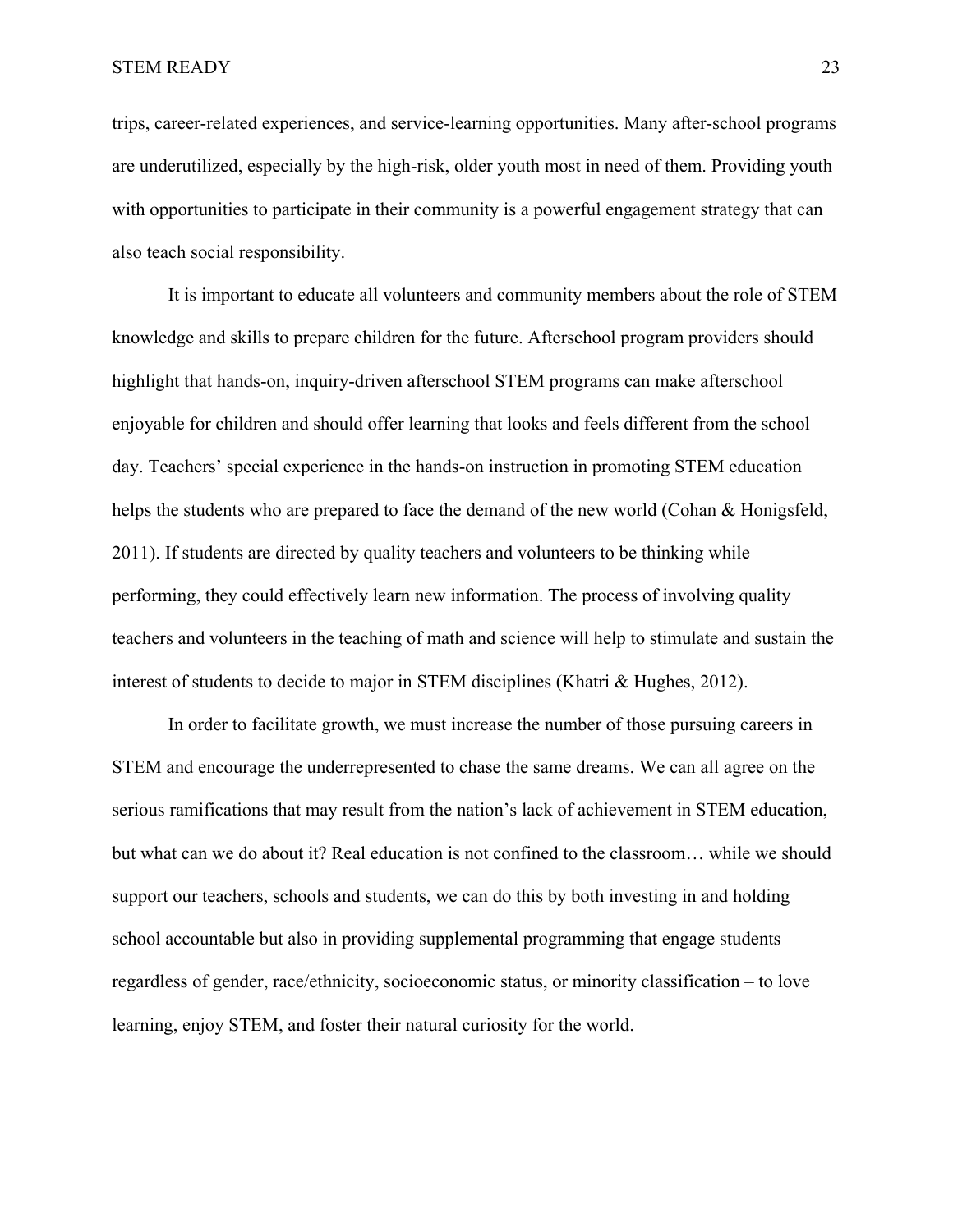trips, career-related experiences, and service-learning opportunities. Many after-school programs are underutilized, especially by the high-risk, older youth most in need of them. Providing youth with opportunities to participate in their community is a powerful engagement strategy that can also teach social responsibility.

It is important to educate all volunteers and community members about the role of STEM knowledge and skills to prepare children for the future. Afterschool program providers should highlight that hands-on, inquiry-driven afterschool STEM programs can make afterschool enjoyable for children and should offer learning that looks and feels different from the school day. Teachers' special experience in the hands-on instruction in promoting STEM education helps the students who are prepared to face the demand of the new world (Cohan & Honigsfeld, 2011). If students are directed by quality teachers and volunteers to be thinking while performing, they could effectively learn new information. The process of involving quality teachers and volunteers in the teaching of math and science will help to stimulate and sustain the interest of students to decide to major in STEM disciplines (Khatri & Hughes, 2012).

In order to facilitate growth, we must increase the number of those pursuing careers in STEM and encourage the underrepresented to chase the same dreams. We can all agree on the serious ramifications that may result from the nation's lack of achievement in STEM education, but what can we do about it? Real education is not confined to the classroom… while we should support our teachers, schools and students, we can do this by both investing in and holding school accountable but also in providing supplemental programming that engage students – regardless of gender, race/ethnicity, socioeconomic status, or minority classification – to love learning, enjoy STEM, and foster their natural curiosity for the world.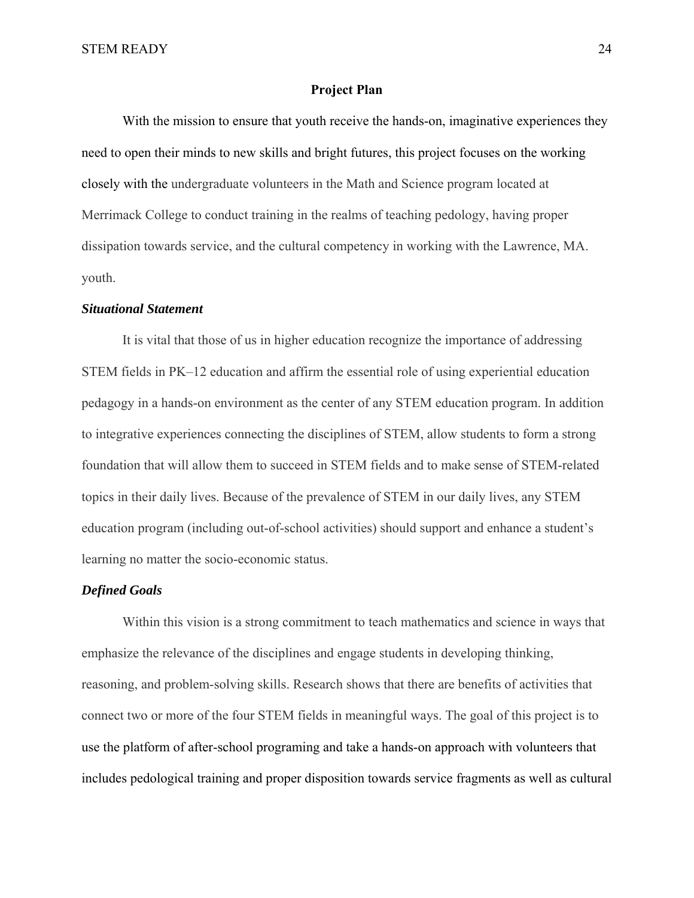## Project Plan

With the mission to ensure that youth receive the hands-on, imaginative experiences they need to open their minds to new skills and bright futures, this project focuses on the working closely with the undergraduate volunteers in the Math and Science program located at Merrimack College to conduct training in the realms of teaching pedology, having proper dissipation towards service, and the cultural competency in working with the Lawrence, MA. youth.

### *Situational Statement*

It is vital that those of us in higher education recognize the importance of addressing STEM fields in PK–12 education and affirm the essential role of using experiential education pedagogy in a hands-on environment as the center of any STEM education program. In addition to integrative experiences connecting the disciplines of STEM, allow students to form a strong foundation that will allow them to succeed in STEM fields and to make sense of STEM-related topics in their daily lives. Because of the prevalence of STEM in our daily lives, any STEM education program (including out-of-school activities) should support and enhance a student's learning no matter the socio-economic status.

### *Defined Goals*

Within this vision is a strong commitment to teach mathematics and science in ways that emphasize the relevance of the disciplines and engage students in developing thinking, reasoning, and problem-solving skills. Research shows that there are benefits of activities that connect two or more of the four STEM fields in meaningful ways. The goal of this project is to use the platform of after-school programing and take a hands-on approach with volunteers that includes pedological training and proper disposition towards service fragments as well as cultural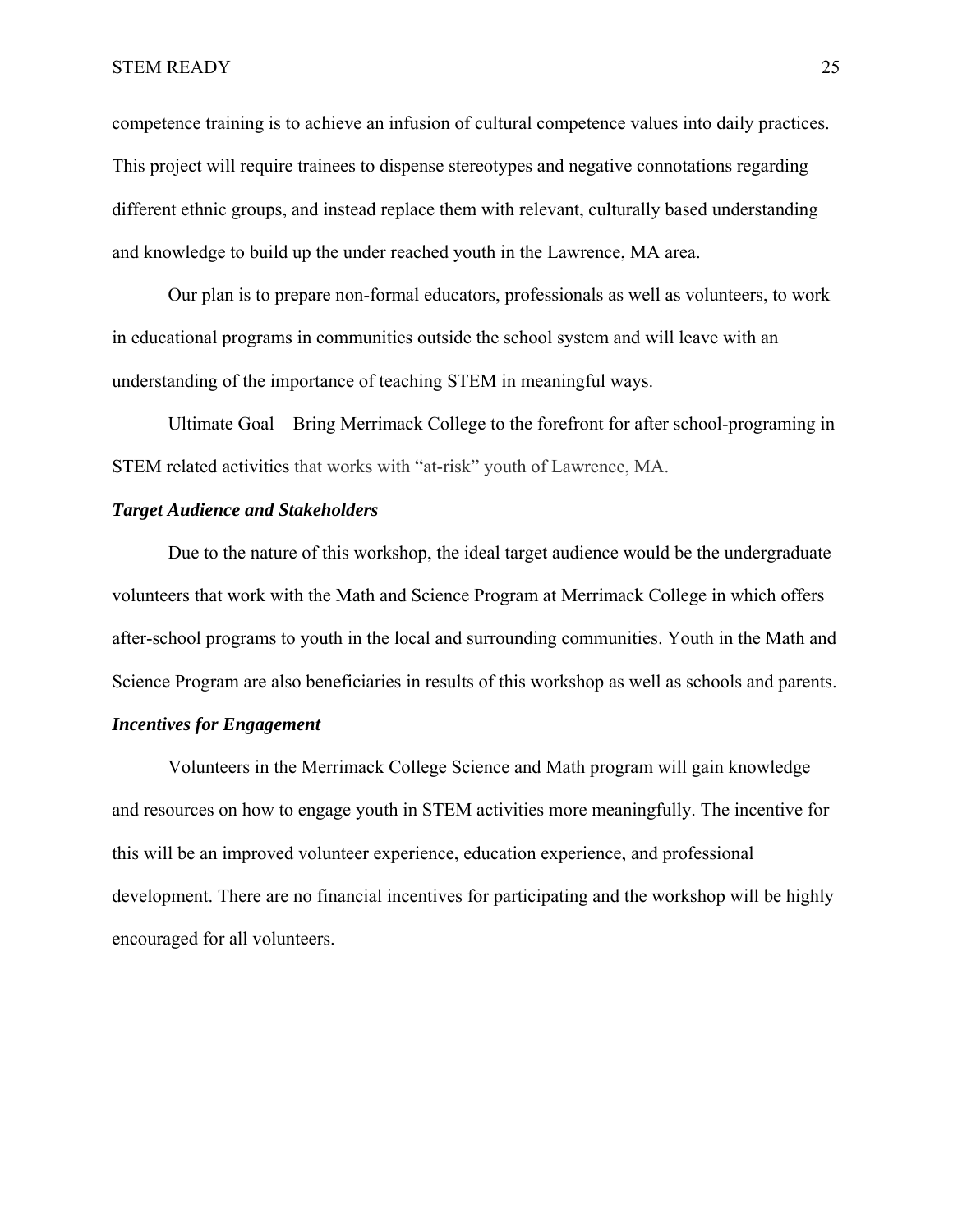competence training is to achieve an infusion of cultural competence values into daily practices. This project will require trainees to dispense stereotypes and negative connotations regarding different ethnic groups, and instead replace them with relevant, culturally based understanding and knowledge to build up the under reached youth in the Lawrence, MA area.

Our plan is to prepare non-formal educators, professionals as well as volunteers, to work in educational programs in communities outside the school system and will leave with an understanding of the importance of teaching STEM in meaningful ways.

Ultimate Goal – Bring Merrimack College to the forefront for after school-programing in STEM related activities that works with "at-risk" youth of Lawrence, MA.

### *Target Audience and Stakeholders*

Due to the nature of this workshop, the ideal target audience would be the undergraduate volunteers that work with the Math and Science Program at Merrimack College in which offers after-school programs to youth in the local and surrounding communities. Youth in the Math and Science Program are also beneficiaries in results of this workshop as well as schools and parents.

### *Incentives for Engagement*

Volunteers in the Merrimack College Science and Math program will gain knowledge and resources on how to engage youth in STEM activities more meaningfully. The incentive for this will be an improved volunteer experience, education experience, and professional development. There are no financial incentives for participating and the workshop will be highly encouraged for all volunteers.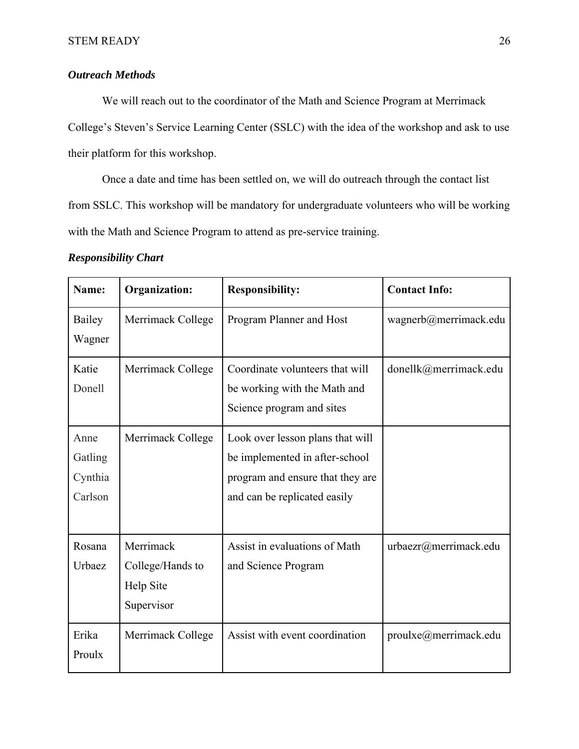***Outreach Methods***

We will reach out to the coordinator of the Math and Science Program at Merrimack College's Steven's Service Learning Center (SSLC) with the idea of the workshop and ask to use their platform for this workshop.

Once a date and time has been settled on, we will do outreach through the contact list from SSLC. This workshop will be mandatory for undergraduate volunteers who will be working with the Math and Science Program to attend as pre-service training.

***Responsibility Chart***

| **Name:** | **Organization:** | **Responsibility:** | **Contact Info:** |
|---|---|---|---|
| Bailey Wagner | Merrimack College | Program Planner and Host | wagnerb@merrimack.edu |
| Katie Donell | Merrimack College | Coordinate volunteers that will be working with the Math and Science program and sites | donellk@merrimack.edu |
| Anne Gatling Cynthia Carlson | Merrimack College | Look over lesson plans that will be implemented in after-school program and ensure that they are and can be replicated easily | |
| Rosana Urbaez | Merrimack College/Hands to Help Site Supervisor | Assist in evaluations of Math and Science Program | urbaezr@merrimack.edu |
| Erika Proulx | Merrimack College | Assist with event coordination | proulxe@merrimack.edu |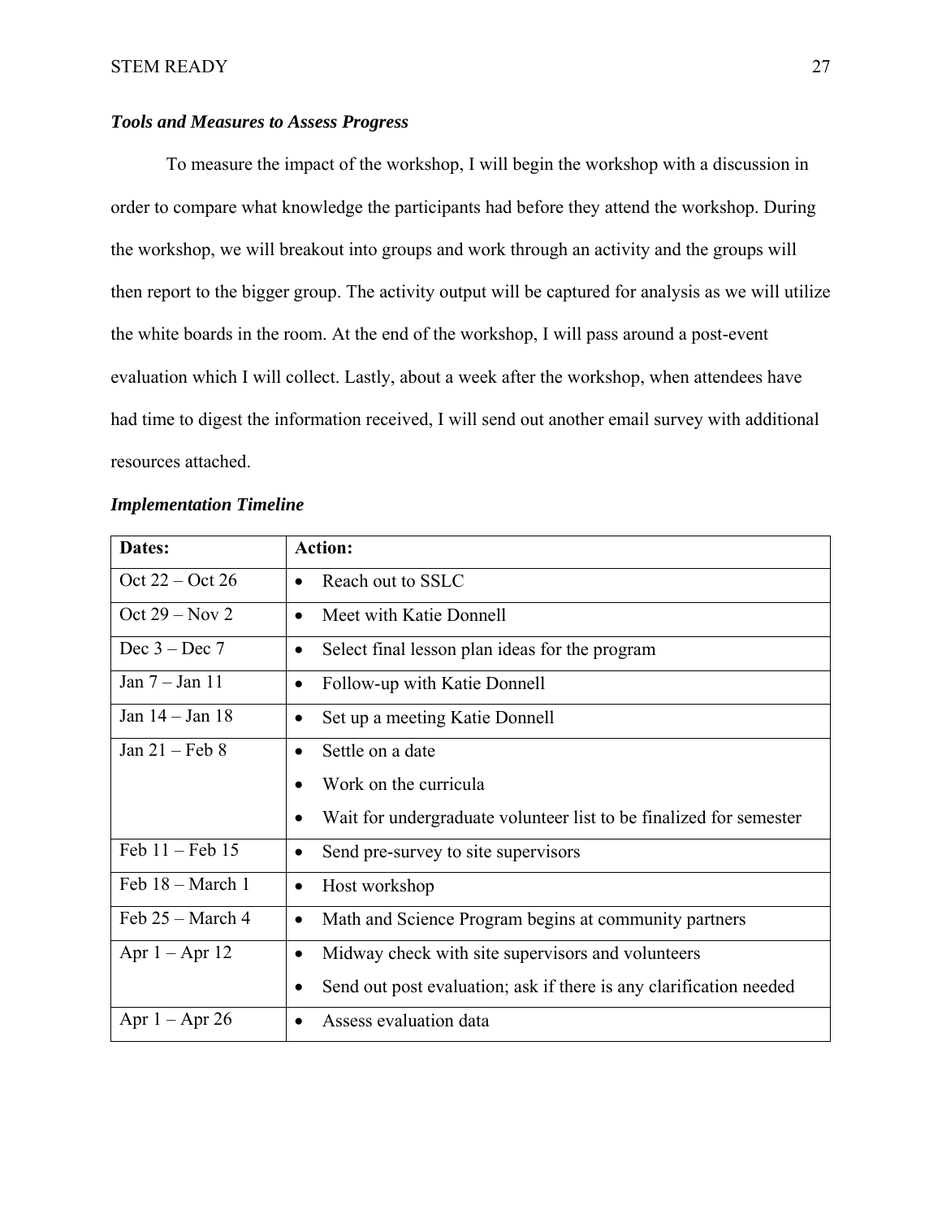### ***Tools and Measures to Assess Progress***

To measure the impact of the workshop, I will begin the workshop with a discussion in order to compare what knowledge the participants had before they attend the workshop. During the workshop, we will breakout into groups and work through an activity and the groups will then report to the bigger group. The activity output will be captured for analysis as we will utilize the white boards in the room. At the end of the workshop, I will pass around a post-event evaluation which I will collect. Lastly, about a week after the workshop, when attendees have had time to digest the information received, I will send out another email survey with additional resources attached.

### ***Implementation Timeline***

| **Dates:** | **Action:** |
|---|---|
| Oct 22 – Oct 26 | • Reach out to SSLC |
| Oct 29 – Nov 2 | • Meet with Katie Donnell |
| Dec 3 – Dec 7 | • Select final lesson plan ideas for the program |
| Jan 7 – Jan 11 | • Follow-up with Katie Donnell |
| Jan 14 – Jan 18 | • Set up a meeting Katie Donnell |
| Jan 21 – Feb 8 | • Settle on a date<br>• Work on the curricula<br>• Wait for undergraduate volunteer list to be finalized for semester |
| Feb 11 – Feb 15 | • Send pre-survey to site supervisors |
| Feb 18 – March 1 | • Host workshop |
| Feb 25 – March 4 | • Math and Science Program begins at community partners |
| Apr 1 – Apr 12 | • Midway check with site supervisors and volunteers<br>• Send out post evaluation; ask if there is any clarification needed |
| Apr 1 – Apr 26 | • Assess evaluation data |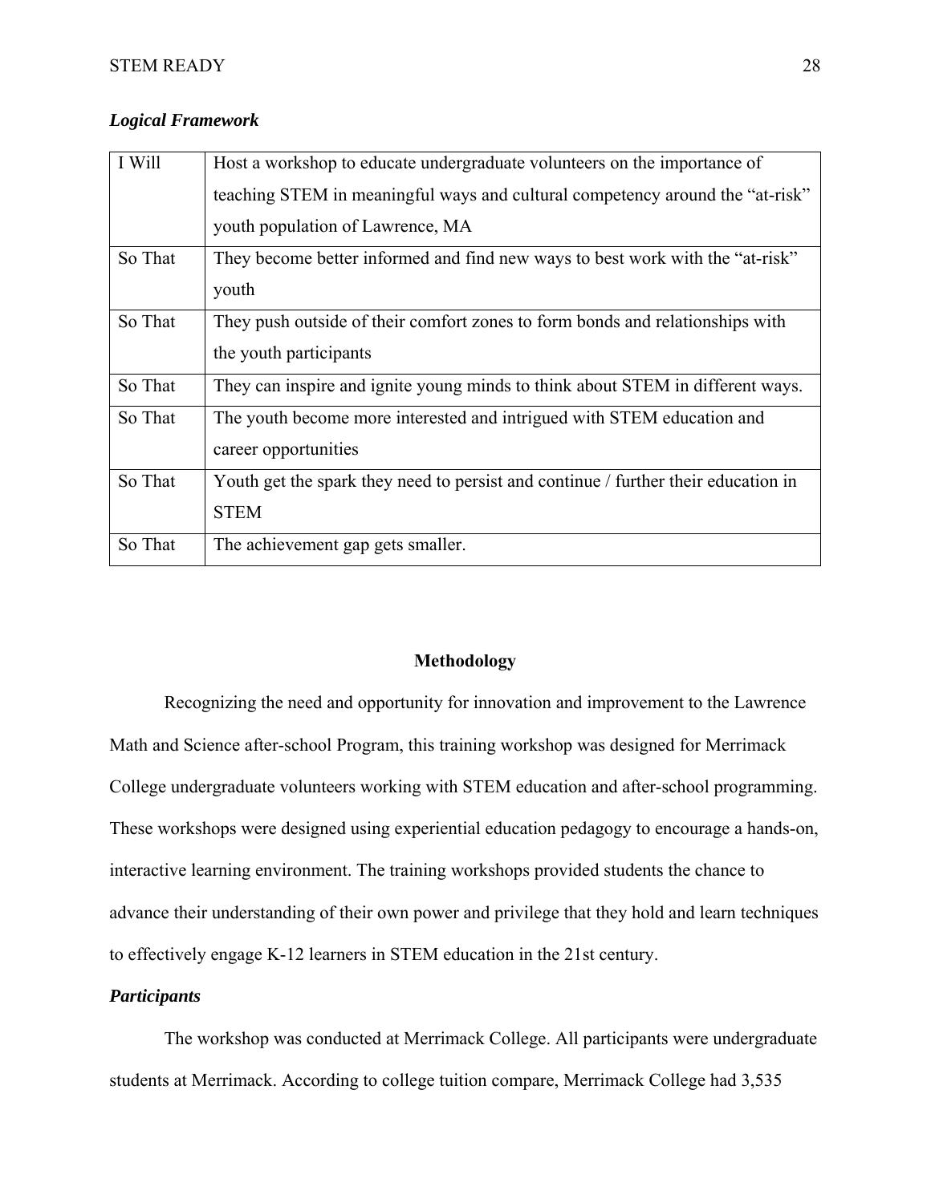***Logical Framework***

| I Will | Host a workshop to educate undergraduate volunteers on the importance of teaching STEM in meaningful ways and cultural competency around the "at-risk" youth population of Lawrence, MA |
|---|---|
| So That | They become better informed and find new ways to best work with the "at-risk" youth |
| So That | They push outside of their comfort zones to form bonds and relationships with the youth participants |
| So That | They can inspire and ignite young minds to think about STEM in different ways. |
| So That | The youth become more interested and intrigued with STEM education and career opportunities |
| So That | Youth get the spark they need to persist and continue / further their education in STEM |
| So That | The achievement gap gets smaller. |

## Methodology

Recognizing the need and opportunity for innovation and improvement to the Lawrence Math and Science after-school Program, this training workshop was designed for Merrimack College undergraduate volunteers working with STEM education and after-school programming. These workshops were designed using experiential education pedagogy to encourage a hands-on, interactive learning environment. The training workshops provided students the chance to advance their understanding of their own power and privilege that they hold and learn techniques to effectively engage K-12 learners in STEM education in the 21st century.

***Participants***

The workshop was conducted at Merrimack College. All participants were undergraduate students at Merrimack. According to college tuition compare, Merrimack College had 3,535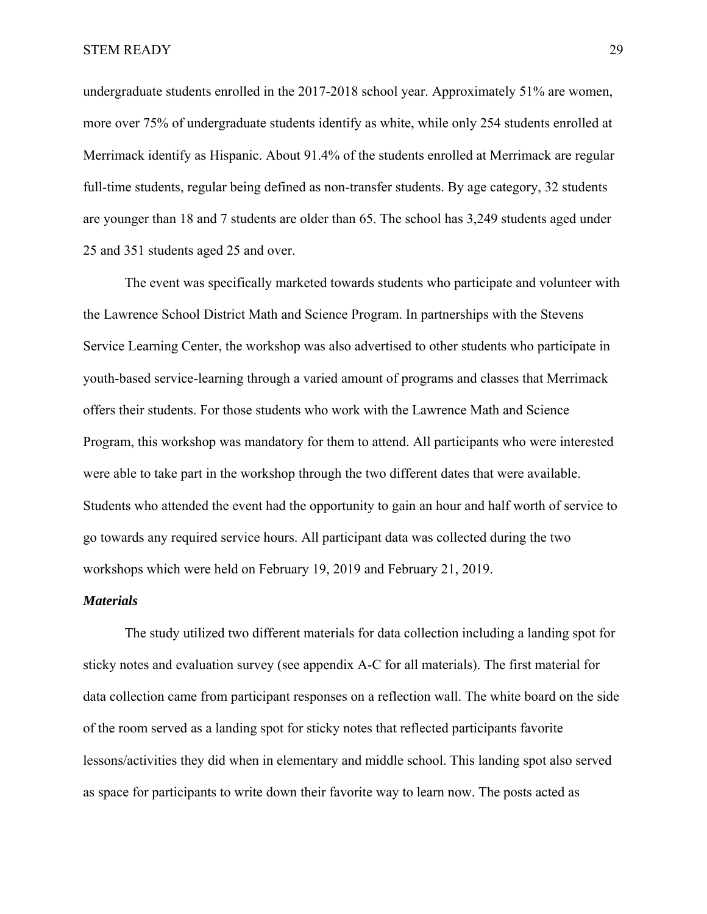undergraduate students enrolled in the 2017-2018 school year. Approximately 51% are women, more over 75% of undergraduate students identify as white, while only 254 students enrolled at Merrimack identify as Hispanic. About 91.4% of the students enrolled at Merrimack are regular full-time students, regular being defined as non-transfer students. By age category, 32 students are younger than 18 and 7 students are older than 65. The school has 3,249 students aged under 25 and 351 students aged 25 and over.

The event was specifically marketed towards students who participate and volunteer with the Lawrence School District Math and Science Program. In partnerships with the Stevens Service Learning Center, the workshop was also advertised to other students who participate in youth-based service-learning through a varied amount of programs and classes that Merrimack offers their students. For those students who work with the Lawrence Math and Science Program, this workshop was mandatory for them to attend. All participants who were interested were able to take part in the workshop through the two different dates that were available. Students who attended the event had the opportunity to gain an hour and half worth of service to go towards any required service hours. All participant data was collected during the two workshops which were held on February 19, 2019 and February 21, 2019.

***Materials***

The study utilized two different materials for data collection including a landing spot for sticky notes and evaluation survey (see appendix A-C for all materials). The first material for data collection came from participant responses on a reflection wall. The white board on the side of the room served as a landing spot for sticky notes that reflected participants favorite lessons/activities they did when in elementary and middle school. This landing spot also served as space for participants to write down their favorite way to learn now. The posts acted as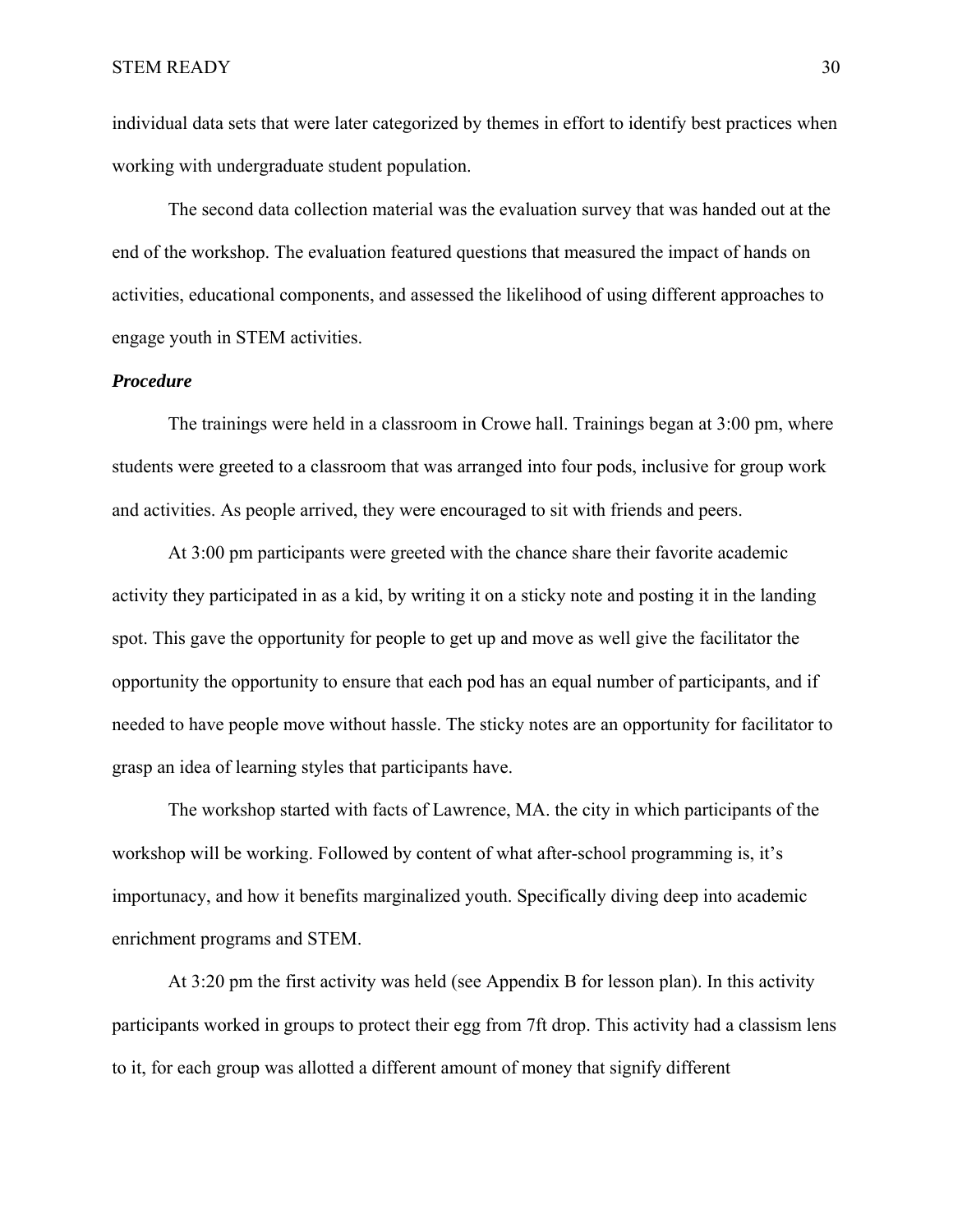individual data sets that were later categorized by themes in effort to identify best practices when working with undergraduate student population.

The second data collection material was the evaluation survey that was handed out at the end of the workshop. The evaluation featured questions that measured the impact of hands on activities, educational components, and assessed the likelihood of using different approaches to engage youth in STEM activities.

### ***Procedure***

The trainings were held in a classroom in Crowe hall. Trainings began at 3:00 pm, where students were greeted to a classroom that was arranged into four pods, inclusive for group work and activities. As people arrived, they were encouraged to sit with friends and peers.

At 3:00 pm participants were greeted with the chance share their favorite academic activity they participated in as a kid, by writing it on a sticky note and posting it in the landing spot. This gave the opportunity for people to get up and move as well give the facilitator the opportunity the opportunity to ensure that each pod has an equal number of participants, and if needed to have people move without hassle. The sticky notes are an opportunity for facilitator to grasp an idea of learning styles that participants have.

The workshop started with facts of Lawrence, MA. the city in which participants of the workshop will be working. Followed by content of what after-school programming is, it's importunacy, and how it benefits marginalized youth. Specifically diving deep into academic enrichment programs and STEM.

At 3:20 pm the first activity was held (see Appendix B for lesson plan). In this activity participants worked in groups to protect their egg from 7ft drop. This activity had a classism lens to it, for each group was allotted a different amount of money that signify different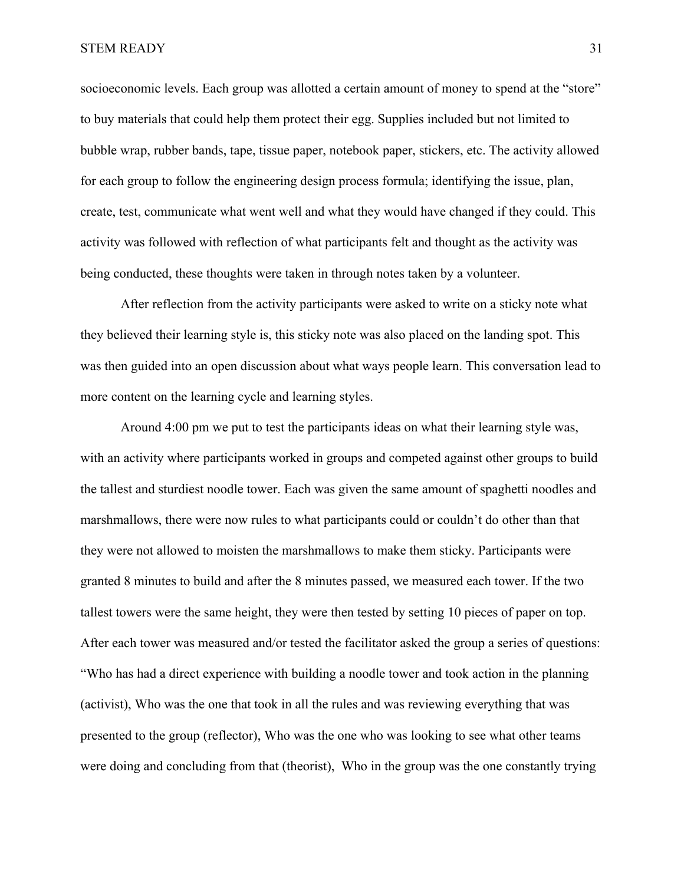socioeconomic levels. Each group was allotted a certain amount of money to spend at the "store" to buy materials that could help them protect their egg. Supplies included but not limited to bubble wrap, rubber bands, tape, tissue paper, notebook paper, stickers, etc. The activity allowed for each group to follow the engineering design process formula; identifying the issue, plan, create, test, communicate what went well and what they would have changed if they could. This activity was followed with reflection of what participants felt and thought as the activity was being conducted, these thoughts were taken in through notes taken by a volunteer.

After reflection from the activity participants were asked to write on a sticky note what they believed their learning style is, this sticky note was also placed on the landing spot. This was then guided into an open discussion about what ways people learn. This conversation lead to more content on the learning cycle and learning styles.

Around 4:00 pm we put to test the participants ideas on what their learning style was, with an activity where participants worked in groups and competed against other groups to build the tallest and sturdiest noodle tower. Each was given the same amount of spaghetti noodles and marshmallows, there were now rules to what participants could or couldn't do other than that they were not allowed to moisten the marshmallows to make them sticky. Participants were granted 8 minutes to build and after the 8 minutes passed, we measured each tower. If the two tallest towers were the same height, they were then tested by setting 10 pieces of paper on top. After each tower was measured and/or tested the facilitator asked the group a series of questions: "Who has had a direct experience with building a noodle tower and took action in the planning (activist), Who was the one that took in all the rules and was reviewing everything that was presented to the group (reflector), Who was the one who was looking to see what other teams were doing and concluding from that (theorist), Who in the group was the one constantly trying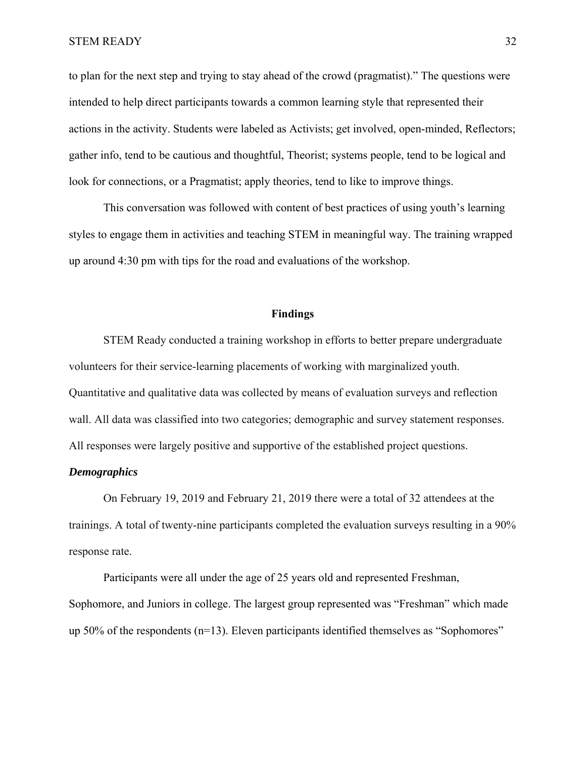to plan for the next step and trying to stay ahead of the crowd (pragmatist)." The questions were intended to help direct participants towards a common learning style that represented their actions in the activity. Students were labeled as Activists; get involved, open-minded, Reflectors; gather info, tend to be cautious and thoughtful, Theorist; systems people, tend to be logical and look for connections, or a Pragmatist; apply theories, tend to like to improve things.

This conversation was followed with content of best practices of using youth's learning styles to engage them in activities and teaching STEM in meaningful way. The training wrapped up around 4:30 pm with tips for the road and evaluations of the workshop.

## Findings

STEM Ready conducted a training workshop in efforts to better prepare undergraduate volunteers for their service-learning placements of working with marginalized youth. Quantitative and qualitative data was collected by means of evaluation surveys and reflection wall. All data was classified into two categories; demographic and survey statement responses. All responses were largely positive and supportive of the established project questions.

### *Demographics*

On February 19, 2019 and February 21, 2019 there were a total of 32 attendees at the trainings. A total of twenty-nine participants completed the evaluation surveys resulting in a 90% response rate.

Participants were all under the age of 25 years old and represented Freshman, Sophomore, and Juniors in college. The largest group represented was "Freshman" which made up 50% of the respondents (n=13). Eleven participants identified themselves as "Sophomores"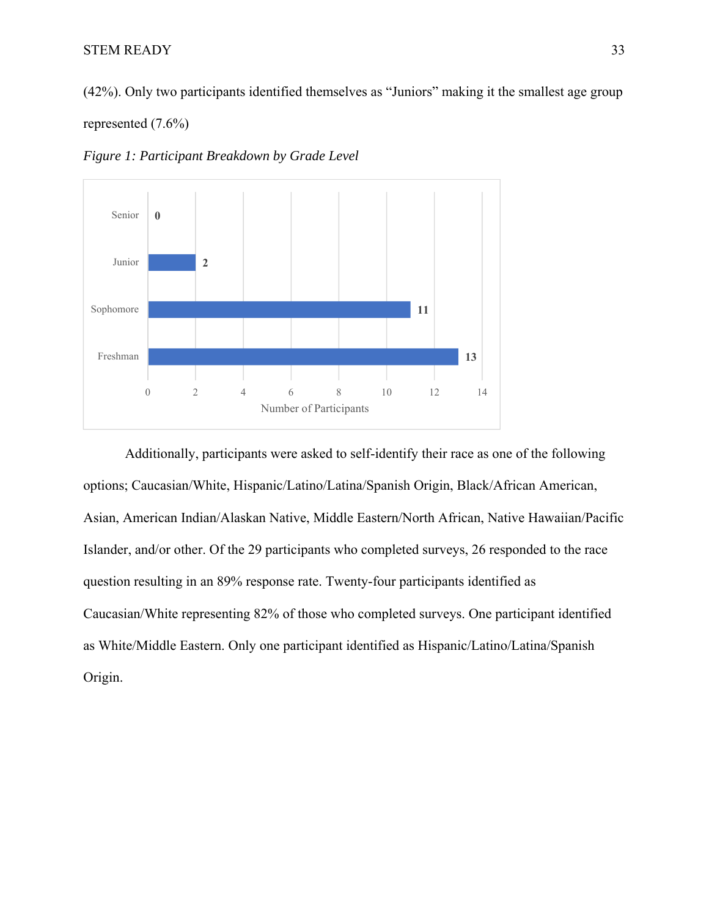(42%). Only two participants identified themselves as "Juniors" making it the smallest age group represented (7.6%)

*Figure 1: Participant Breakdown by Grade Level*

| Grade Level | Number of Participants |
|---|---|
| Senior | 0 |
| Junior | 2 |
| Sophomore | 11 |
| Freshman | 13 |

Additionally, participants were asked to self-identify their race as one of the following options; Caucasian/White, Hispanic/Latino/Latina/Spanish Origin, Black/African American, Asian, American Indian/Alaskan Native, Middle Eastern/North African, Native Hawaiian/Pacific Islander, and/or other. Of the 29 participants who completed surveys, 26 responded to the race question resulting in an 89% response rate. Twenty-four participants identified as Caucasian/White representing 82% of those who completed surveys. One participant identified as White/Middle Eastern. Only one participant identified as Hispanic/Latino/Latina/Spanish Origin.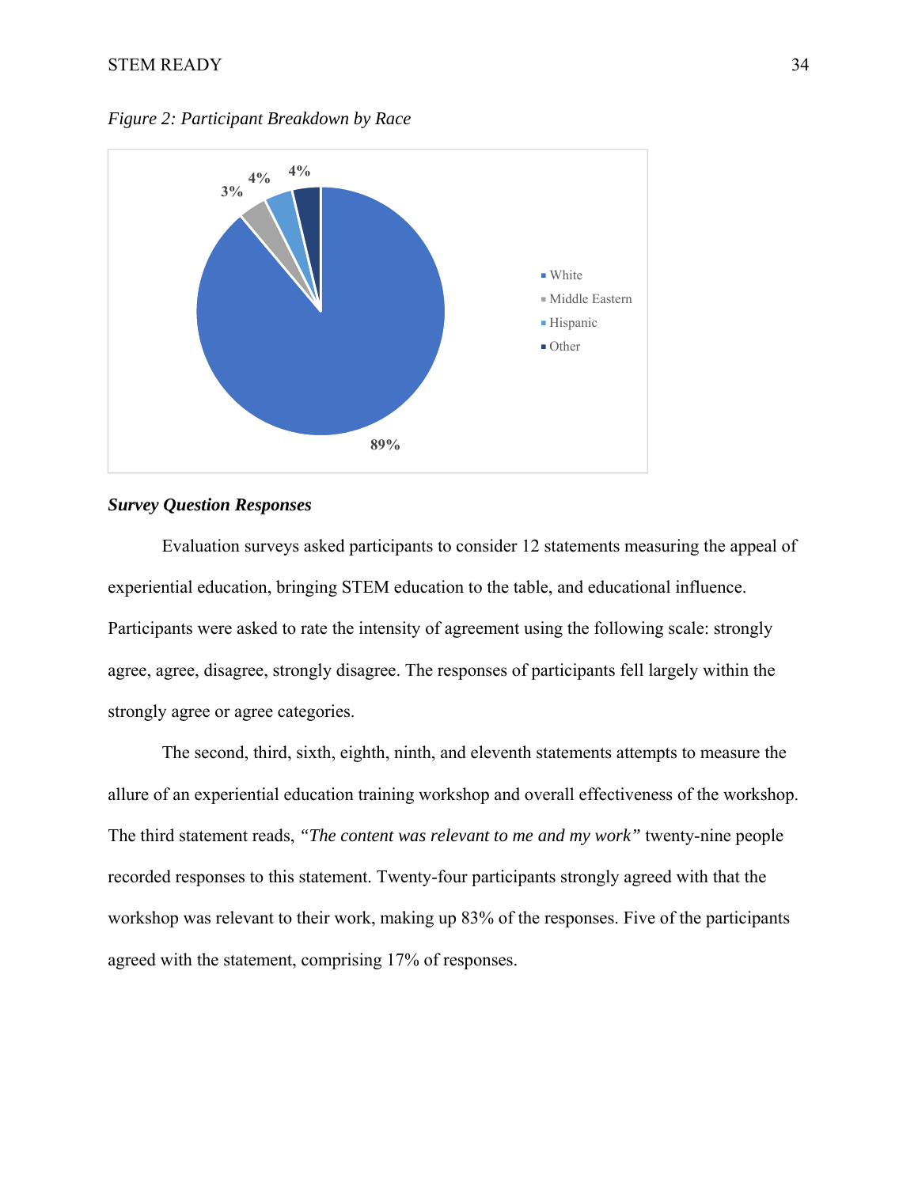*Figure 2: Participant Breakdown by Race*

### ***Survey Question Responses***

Evaluation surveys asked participants to consider 12 statements measuring the appeal of experiential education, bringing STEM education to the table, and educational influence. Participants were asked to rate the intensity of agreement using the following scale: strongly agree, agree, disagree, strongly disagree. The responses of participants fell largely within the strongly agree or agree categories.

The second, third, sixth, eighth, ninth, and eleventh statements attempts to measure the allure of an experiential education training workshop and overall effectiveness of the workshop. The third statement reads, *"The content was relevant to me and my work"* twenty-nine people recorded responses to this statement. Twenty-four participants strongly agreed with that the workshop was relevant to their work, making up 83% of the responses. Five of the participants agreed with the statement, comprising 17% of responses.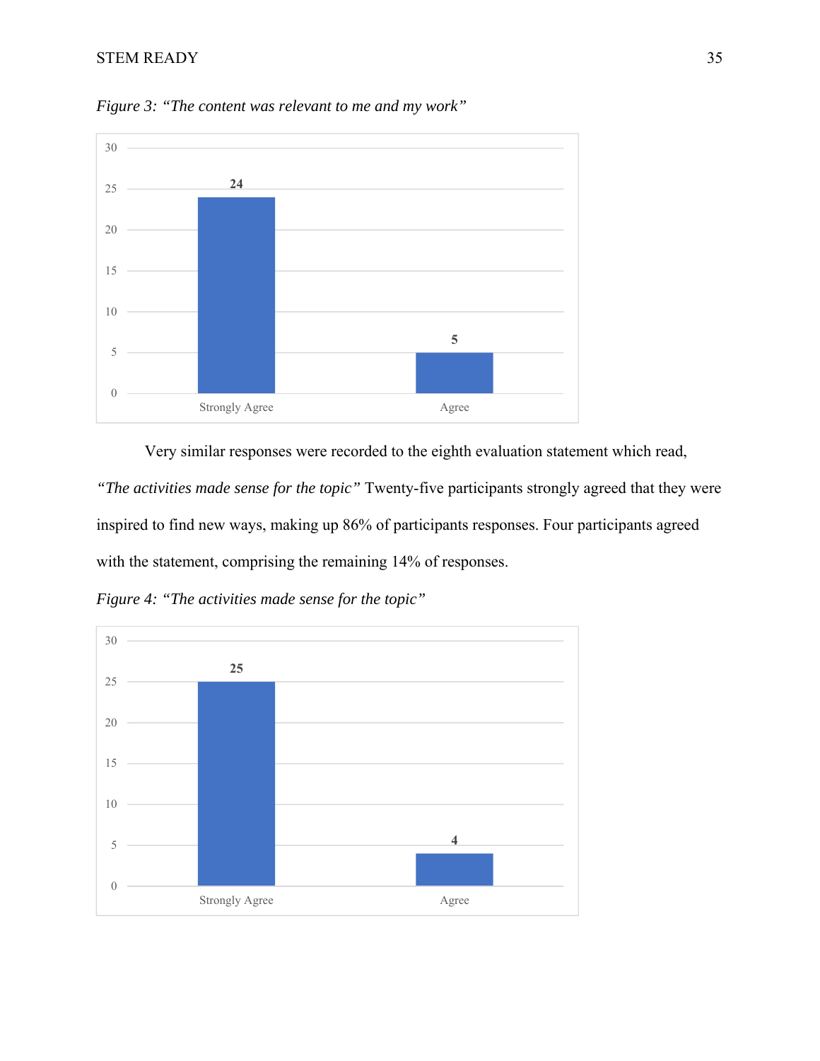*Figure 3: "The content was relevant to me and my work"*

| Response | Count |
|---|---|
| Strongly Agree | 24 |
| Agree | 5 |

Very similar responses were recorded to the eighth evaluation statement which read, *"The activities made sense for the topic"* Twenty-five participants strongly agreed that they were inspired to find new ways, making up 86% of participants responses. Four participants agreed with the statement, comprising the remaining 14% of responses.

*Figure 4: "The activities made sense for the topic"*

| Response | Count |
|---|---|
| Strongly Agree | 25 |
| Agree | 4 |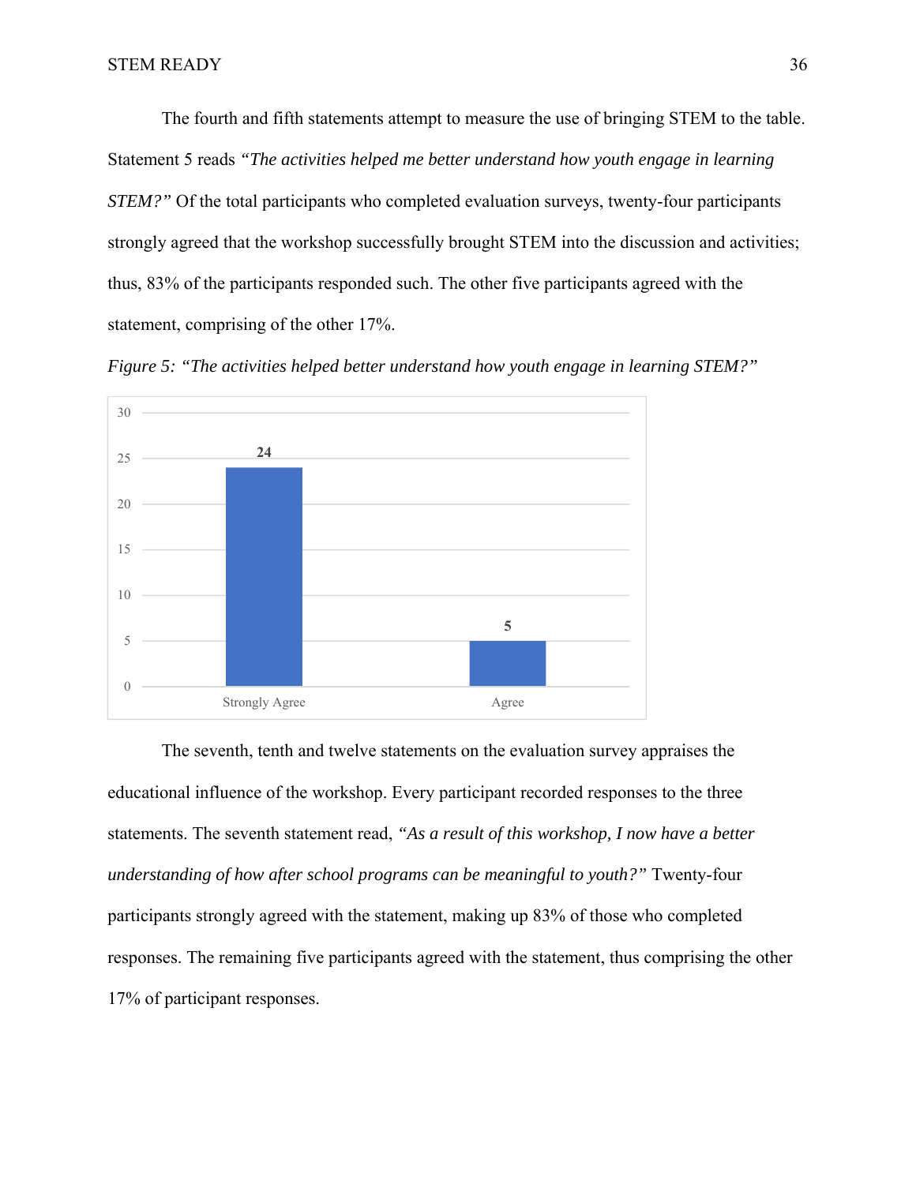The fourth and fifth statements attempt to measure the use of bringing STEM to the table. Statement 5 reads *"The activities helped me better understand how youth engage in learning STEM?"* Of the total participants who completed evaluation surveys, twenty-four participants strongly agreed that the workshop successfully brought STEM into the discussion and activities; thus, 83% of the participants responded such. The other five participants agreed with the statement, comprising of the other 17%.

*Figure 5: "The activities helped better understand how youth engage in learning STEM?"*

| Response | Count |
|---|---|
| Strongly Agree | 24 |
| Agree | 5 |

The seventh, tenth and twelve statements on the evaluation survey appraises the educational influence of the workshop. Every participant recorded responses to the three statements. The seventh statement read, *"As a result of this workshop, I now have a better understanding of how after school programs can be meaningful to youth?"* Twenty-four participants strongly agreed with the statement, making up 83% of those who completed responses. The remaining five participants agreed with the statement, thus comprising the other 17% of participant responses.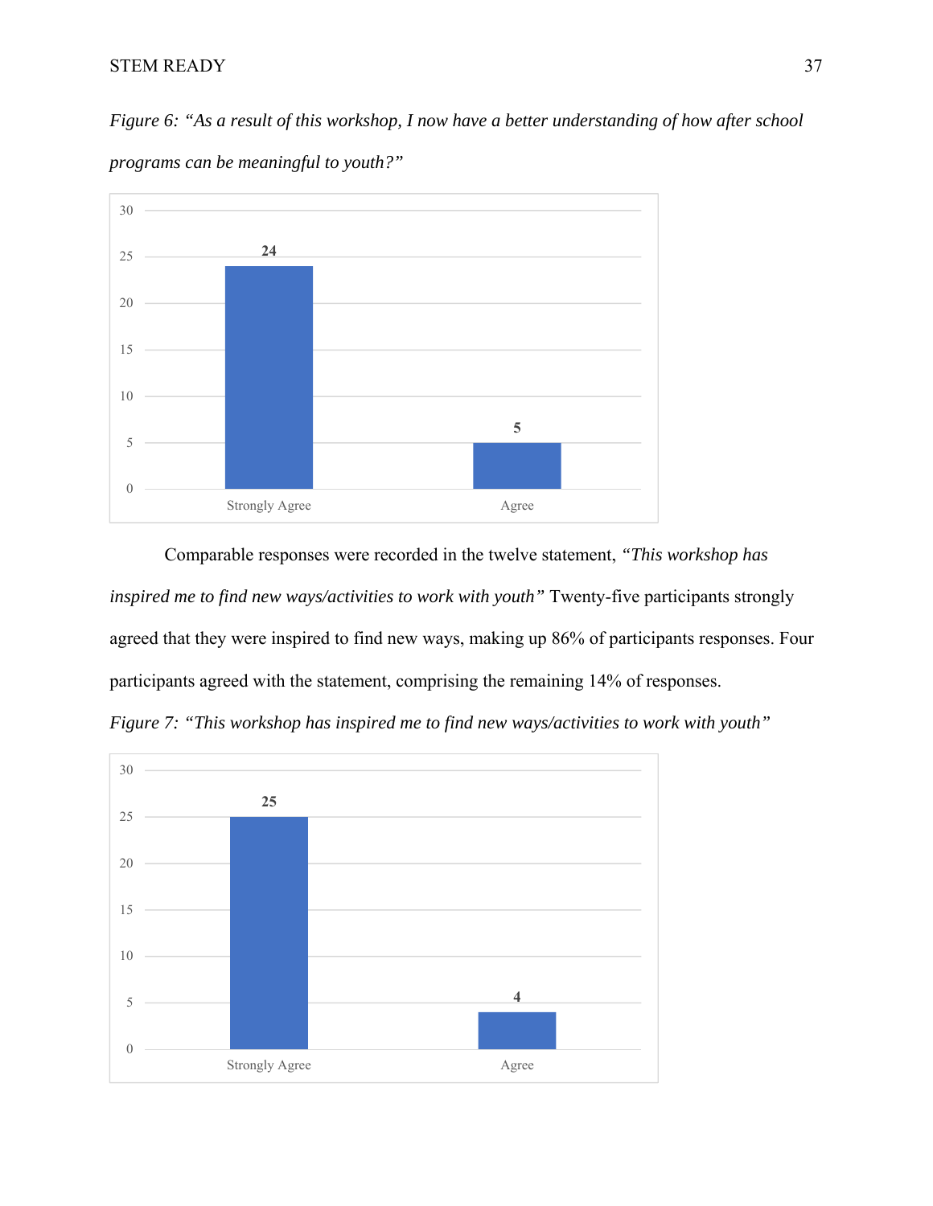*Figure 6: "As a result of this workshop, I now have a better understanding of how after school programs can be meaningful to youth?"*

| Response | Count |
|---|---|
| Strongly Agree | 24 |
| Agree | 5 |

Comparable responses were recorded in the twelve statement, *"This workshop has inspired me to find new ways/activities to work with youth"* Twenty-five participants strongly agreed that they were inspired to find new ways, making up 86% of participants responses. Four participants agreed with the statement, comprising the remaining 14% of responses.

*Figure 7: "This workshop has inspired me to find new ways/activities to work with youth"*

| Response | Count |
|---|---|
| Strongly Agree | 25 |
| Agree | 4 |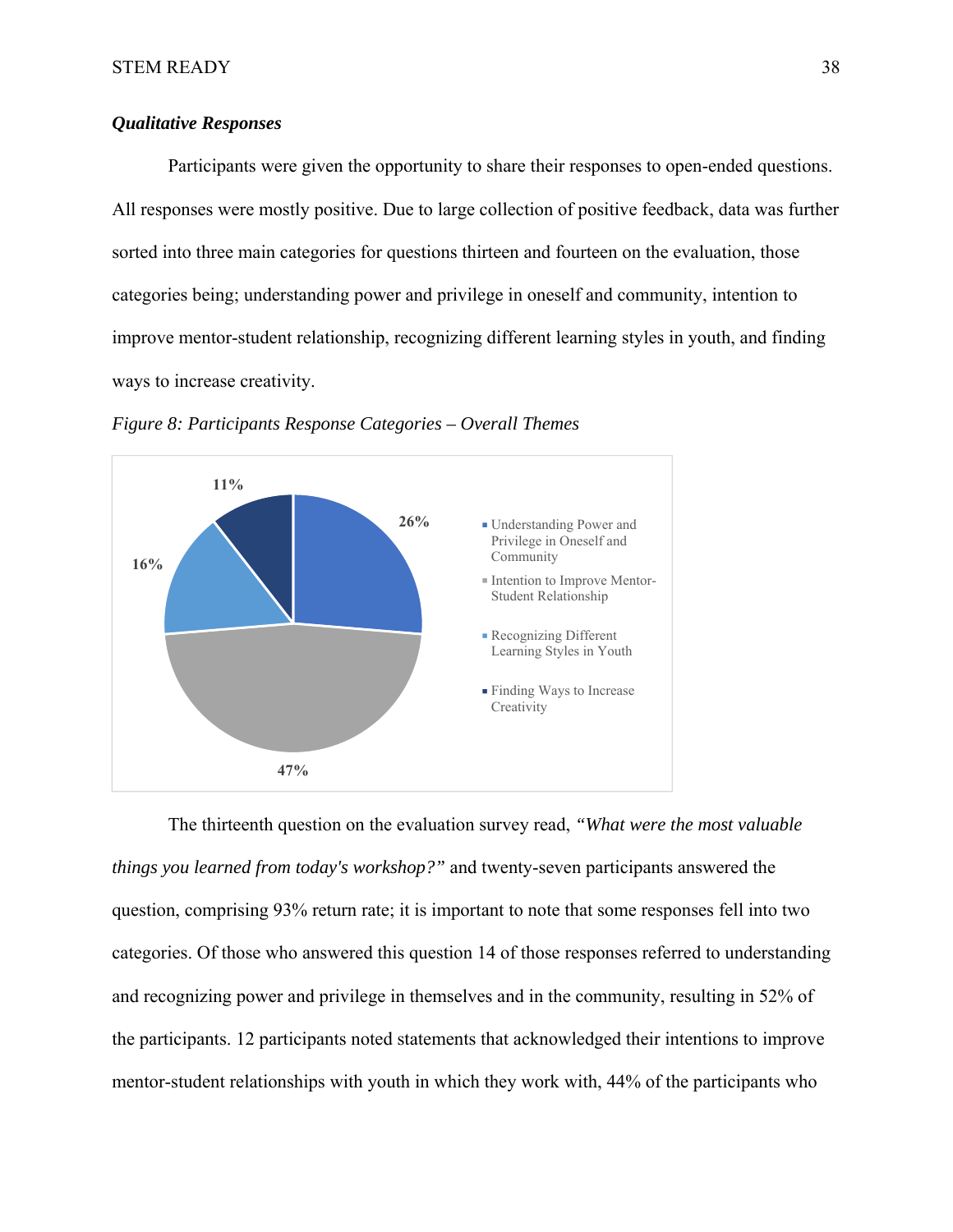### ***Qualitative Responses***

Participants were given the opportunity to share their responses to open-ended questions. All responses were mostly positive. Due to large collection of positive feedback, data was further sorted into three main categories for questions thirteen and fourteen on the evaluation, those categories being; understanding power and privilege in oneself and community, intention to improve mentor-student relationship, recognizing different learning styles in youth, and finding ways to increase creativity.

*Figure 8: Participants Response Categories – Overall Themes*

| Category | Percentage |
| --- | --- |
| Understanding Power and Privilege in Oneself and Community | 26% |
| Intention to Improve Mentor-Student Relationship | 47% |
| Recognizing Different Learning Styles in Youth | 16% |
| Finding Ways to Increase Creativity | 11% |

The thirteenth question on the evaluation survey read, *"What were the most valuable things you learned from today's workshop?"* and twenty-seven participants answered the question, comprising 93% return rate; it is important to note that some responses fell into two categories. Of those who answered this question 14 of those responses referred to understanding and recognizing power and privilege in themselves and in the community, resulting in 52% of the participants. 12 participants noted statements that acknowledged their intentions to improve mentor-student relationships with youth in which they work with, 44% of the participants who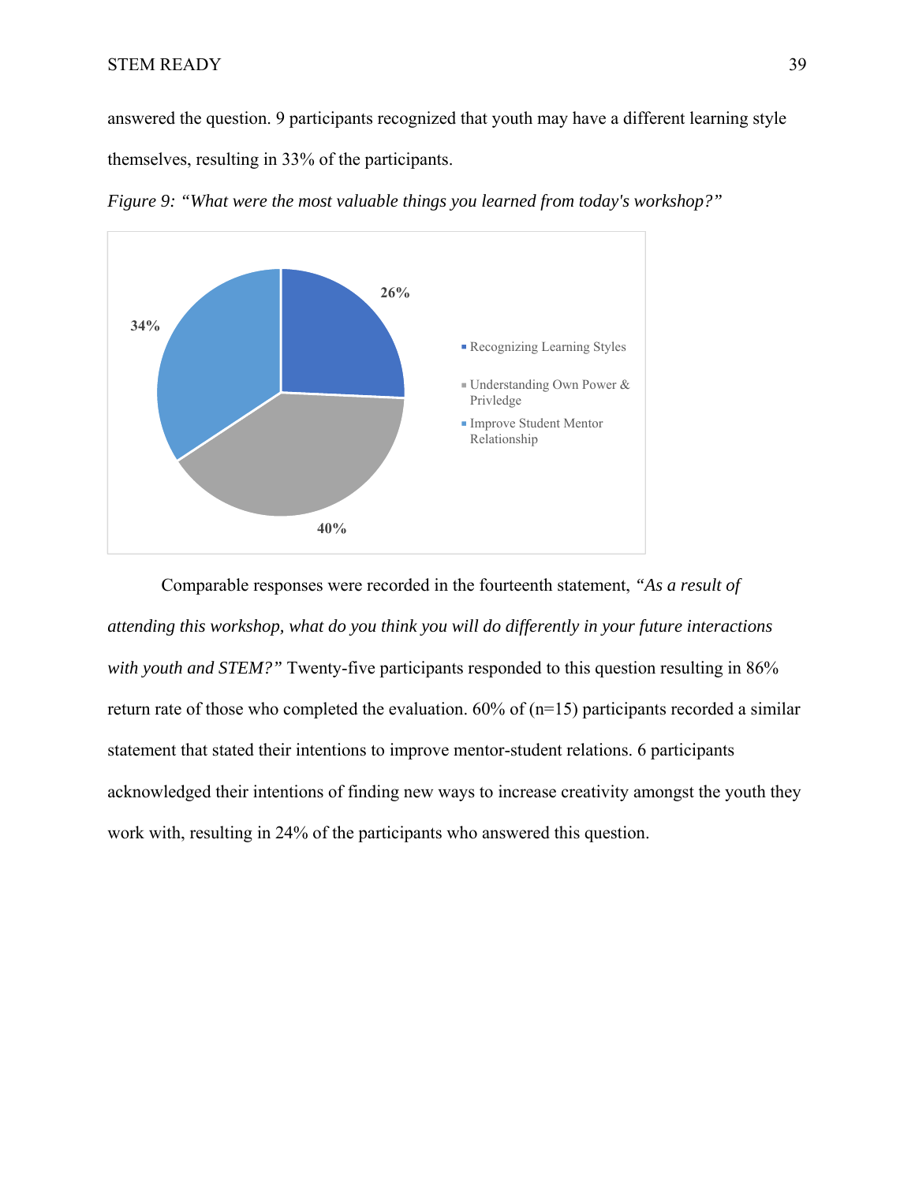answered the question. 9 participants recognized that youth may have a different learning style themselves, resulting in 33% of the participants.

*Figure 9: "What were the most valuable things you learned from today's workshop?"*

Comparable responses were recorded in the fourteenth statement, *"As a result of attending this workshop, what do you think you will do differently in your future interactions with youth and STEM?"* Twenty-five participants responded to this question resulting in 86% return rate of those who completed the evaluation. 60% of (n=15) participants recorded a similar statement that stated their intentions to improve mentor-student relations. 6 participants acknowledged their intentions of finding new ways to increase creativity amongst the youth they work with, resulting in 24% of the participants who answered this question.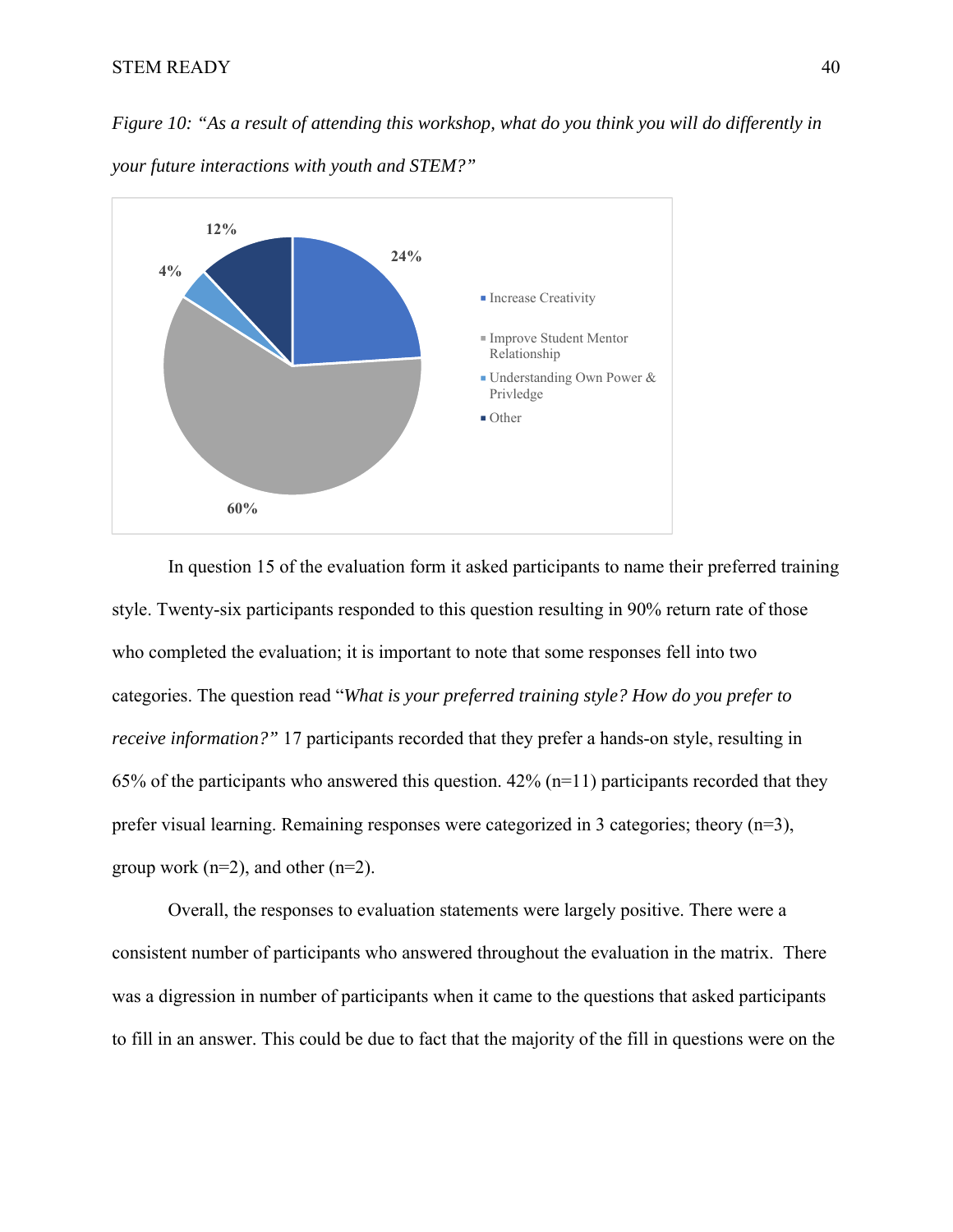*Figure 10: "As a result of attending this workshop, what do you think you will do differently in your future interactions with youth and STEM?"*

| Response | Percentage |
|---|---|
| Increase Creativity | 24% |
| Improve Student Mentor Relationship | 60% |
| Understanding Own Power & Privledge | 4% |
| Other | 12% |

In question 15 of the evaluation form it asked participants to name their preferred training style. Twenty-six participants responded to this question resulting in 90% return rate of those who completed the evaluation; it is important to note that some responses fell into two categories. The question read "*What is your preferred training style? How do you prefer to receive information?"* 17 participants recorded that they prefer a hands-on style, resulting in 65% of the participants who answered this question. 42% (n=11) participants recorded that they prefer visual learning. Remaining responses were categorized in 3 categories; theory (n=3), group work (n=2), and other (n=2).

Overall, the responses to evaluation statements were largely positive. There were a consistent number of participants who answered throughout the evaluation in the matrix. There was a digression in number of participants when it came to the questions that asked participants to fill in an answer. This could be due to fact that the majority of the fill in questions were on the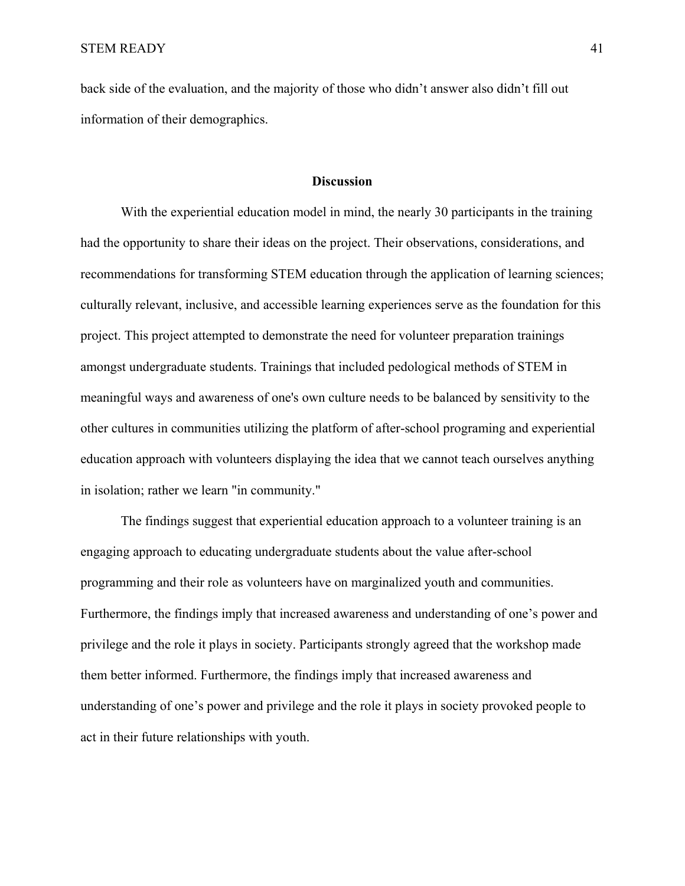back side of the evaluation, and the majority of those who didn't answer also didn't fill out information of their demographics.

## Discussion

With the experiential education model in mind, the nearly 30 participants in the training had the opportunity to share their ideas on the project. Their observations, considerations, and recommendations for transforming STEM education through the application of learning sciences; culturally relevant, inclusive, and accessible learning experiences serve as the foundation for this project. This project attempted to demonstrate the need for volunteer preparation trainings amongst undergraduate students. Trainings that included pedological methods of STEM in meaningful ways and awareness of one's own culture needs to be balanced by sensitivity to the other cultures in communities utilizing the platform of after-school programing and experiential education approach with volunteers displaying the idea that we cannot teach ourselves anything in isolation; rather we learn "in community."

The findings suggest that experiential education approach to a volunteer training is an engaging approach to educating undergraduate students about the value after-school programming and their role as volunteers have on marginalized youth and communities. Furthermore, the findings imply that increased awareness and understanding of one's power and privilege and the role it plays in society. Participants strongly agreed that the workshop made them better informed. Furthermore, the findings imply that increased awareness and understanding of one's power and privilege and the role it plays in society provoked people to act in their future relationships with youth.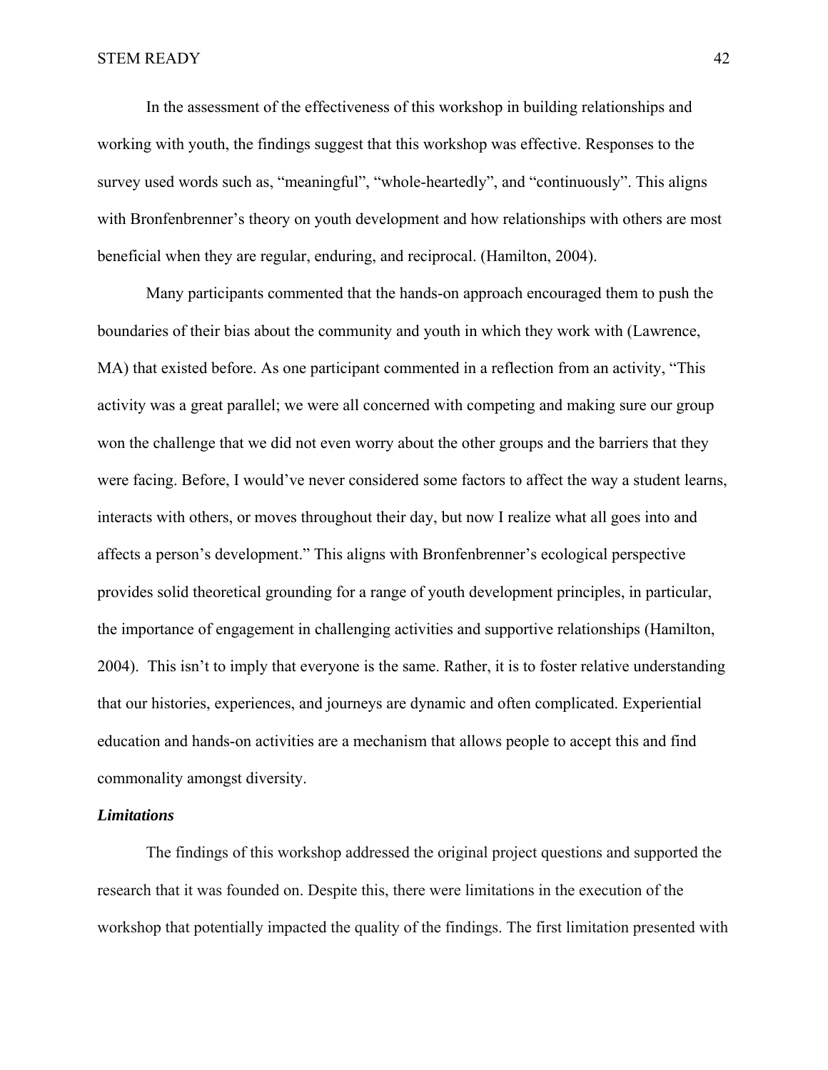In the assessment of the effectiveness of this workshop in building relationships and working with youth, the findings suggest that this workshop was effective. Responses to the survey used words such as, "meaningful", "whole-heartedly", and "continuously". This aligns with Bronfenbrenner's theory on youth development and how relationships with others are most beneficial when they are regular, enduring, and reciprocal. (Hamilton, 2004).

Many participants commented that the hands-on approach encouraged them to push the boundaries of their bias about the community and youth in which they work with (Lawrence, MA) that existed before. As one participant commented in a reflection from an activity, "This activity was a great parallel; we were all concerned with competing and making sure our group won the challenge that we did not even worry about the other groups and the barriers that they were facing. Before, I would've never considered some factors to affect the way a student learns, interacts with others, or moves throughout their day, but now I realize what all goes into and affects a person's development." This aligns with Bronfenbrenner's ecological perspective provides solid theoretical grounding for a range of youth development principles, in particular, the importance of engagement in challenging activities and supportive relationships (Hamilton, 2004). This isn't to imply that everyone is the same. Rather, it is to foster relative understanding that our histories, experiences, and journeys are dynamic and often complicated. Experiential education and hands-on activities are a mechanism that allows people to accept this and find commonality amongst diversity.

***Limitations***

The findings of this workshop addressed the original project questions and supported the research that it was founded on. Despite this, there were limitations in the execution of the workshop that potentially impacted the quality of the findings. The first limitation presented with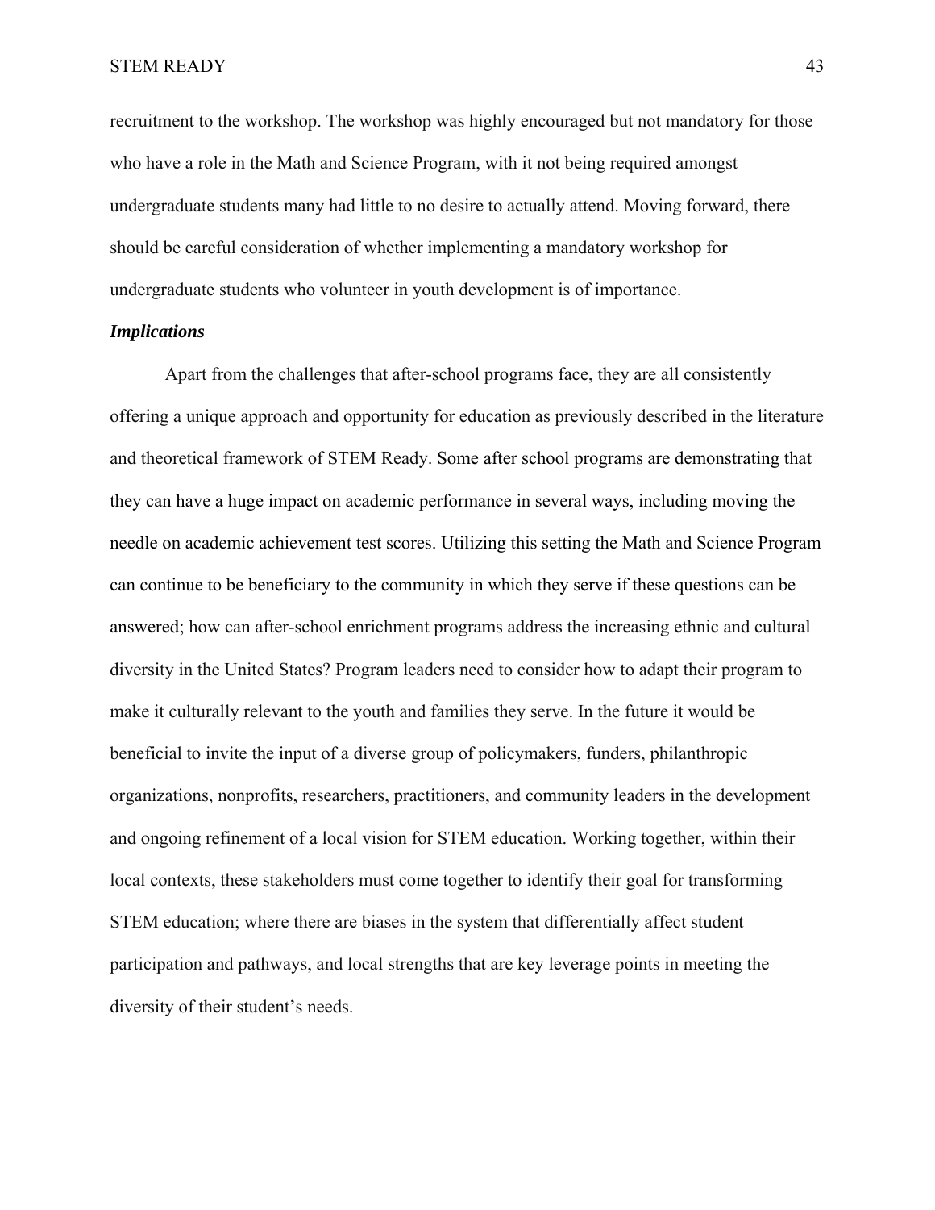recruitment to the workshop. The workshop was highly encouraged but not mandatory for those who have a role in the Math and Science Program, with it not being required amongst undergraduate students many had little to no desire to actually attend. Moving forward, there should be careful consideration of whether implementing a mandatory workshop for undergraduate students who volunteer in youth development is of importance.

### *Implications*

Apart from the challenges that after-school programs face, they are all consistently offering a unique approach and opportunity for education as previously described in the literature and theoretical framework of STEM Ready. Some after school programs are demonstrating that they can have a huge impact on academic performance in several ways, including moving the needle on academic achievement test scores. Utilizing this setting the Math and Science Program can continue to be beneficiary to the community in which they serve if these questions can be answered; how can after-school enrichment programs address the increasing ethnic and cultural diversity in the United States? Program leaders need to consider how to adapt their program to make it culturally relevant to the youth and families they serve. In the future it would be beneficial to invite the input of a diverse group of policymakers, funders, philanthropic organizations, nonprofits, researchers, practitioners, and community leaders in the development and ongoing refinement of a local vision for STEM education. Working together, within their local contexts, these stakeholders must come together to identify their goal for transforming STEM education; where there are biases in the system that differentially affect student participation and pathways, and local strengths that are key leverage points in meeting the diversity of their student's needs.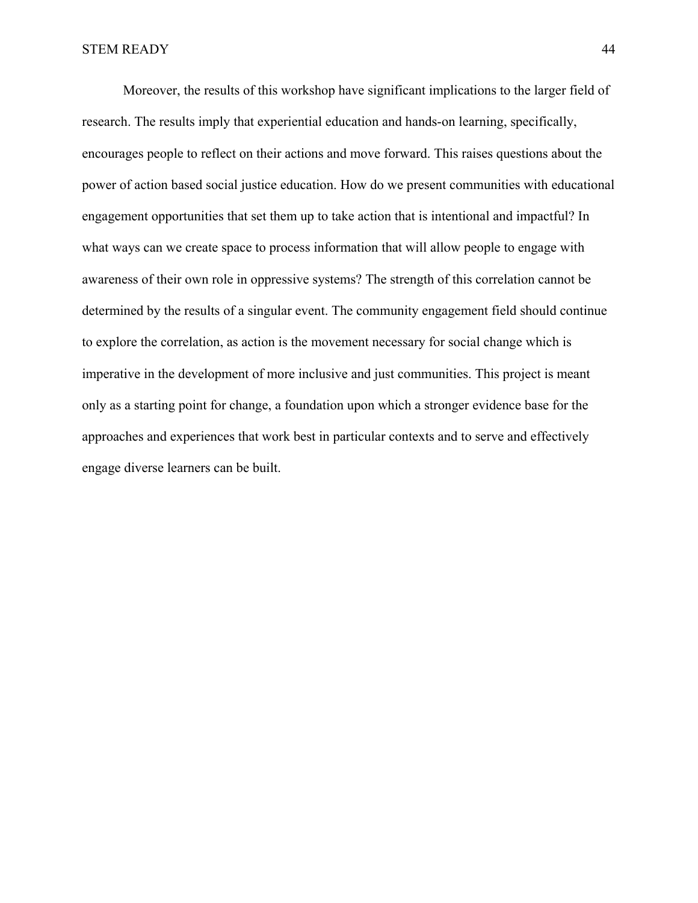Moreover, the results of this workshop have significant implications to the larger field of research. The results imply that experiential education and hands-on learning, specifically, encourages people to reflect on their actions and move forward. This raises questions about the power of action based social justice education. How do we present communities with educational engagement opportunities that set them up to take action that is intentional and impactful? In what ways can we create space to process information that will allow people to engage with awareness of their own role in oppressive systems? The strength of this correlation cannot be determined by the results of a singular event. The community engagement field should continue to explore the correlation, as action is the movement necessary for social change which is imperative in the development of more inclusive and just communities. This project is meant only as a starting point for change, a foundation upon which a stronger evidence base for the approaches and experiences that work best in particular contexts and to serve and effectively engage diverse learners can be built.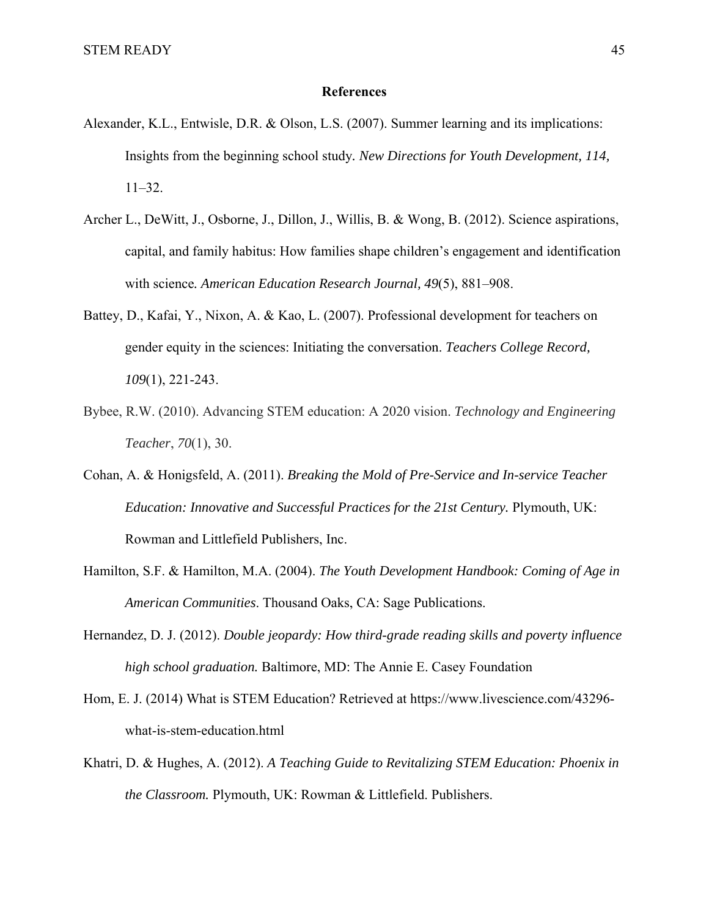# References

Alexander, K.L., Entwisle, D.R. & Olson, L.S. (2007). Summer learning and its implications: Insights from the beginning school study. *New Directions for Youth Development, 114,* 11–32.

Archer L., DeWitt, J., Osborne, J., Dillon, J., Willis, B. & Wong, B. (2012). Science aspirations, capital, and family habitus: How families shape children's engagement and identification with science. *American Education Research Journal, 49*(5), 881–908.

Battey, D., Kafai, Y., Nixon, A. & Kao, L. (2007). Professional development for teachers on gender equity in the sciences: Initiating the conversation. *Teachers College Record, 109*(1), 221-243.

Bybee, R.W. (2010). Advancing STEM education: A 2020 vision. *Technology and Engineering Teacher*, *70*(1), 30.

Cohan, A. & Honigsfeld, A. (2011). *Breaking the Mold of Pre-Service and In-service Teacher Education: Innovative and Successful Practices for the 21st Century.* Plymouth, UK: Rowman and Littlefield Publishers, Inc.

Hamilton, S.F. & Hamilton, M.A. (2004). *The Youth Development Handbook: Coming of Age in American Communities*. Thousand Oaks, CA: Sage Publications.

Hernandez, D. J. (2012). *Double jeopardy: How third-grade reading skills and poverty influence high school graduation.* Baltimore, MD: The Annie E. Casey Foundation

Hom, E. J. (2014) What is STEM Education? Retrieved at https://www.livescience.com/43296-what-is-stem-education.html

Khatri, D. & Hughes, A. (2012). *A Teaching Guide to Revitalizing STEM Education: Phoenix in the Classroom.* Plymouth, UK: Rowman & Littlefield. Publishers.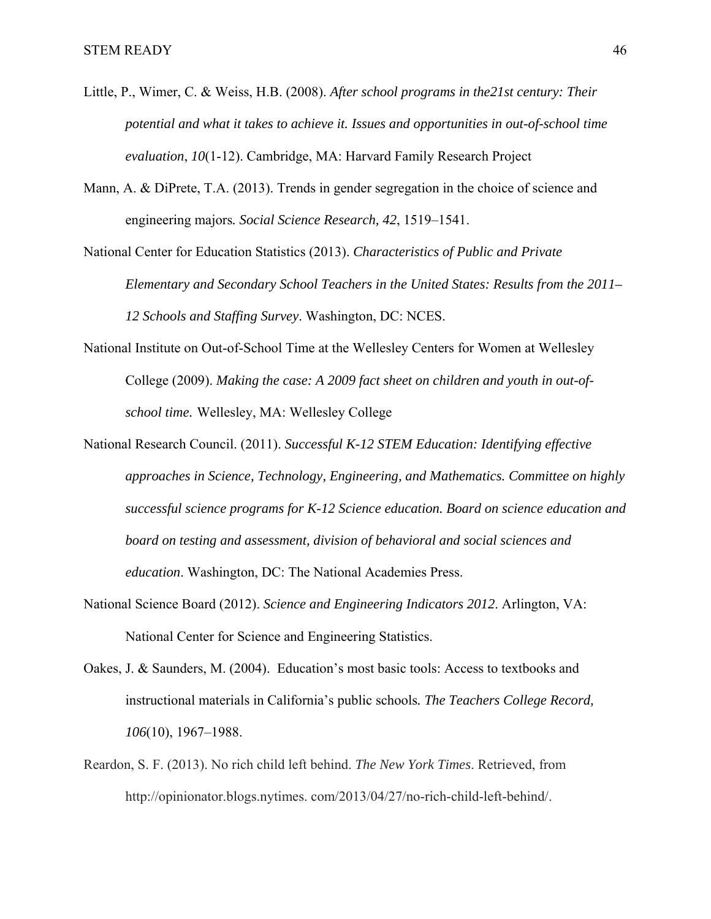Little, P., Wimer, C. & Weiss, H.B. (2008). *After school programs in the21st century: Their potential and what it takes to achieve it. Issues and opportunities in out-of-school time evaluation*, *10*(1-12). Cambridge, MA: Harvard Family Research Project

Mann, A. & DiPrete, T.A. (2013). Trends in gender segregation in the choice of science and engineering majors*. Social Science Research, 42*, 1519–1541.

National Center for Education Statistics (2013). *Characteristics of Public and Private Elementary and Secondary School Teachers in the United States: Results from the 2011–12 Schools and Staffing Survey*. Washington, DC: NCES.

National Institute on Out-of-School Time at the Wellesley Centers for Women at Wellesley College (2009). *Making the case: A 2009 fact sheet on children and youth in out-of-school time.* Wellesley, MA: Wellesley College

National Research Council. (2011). *Successful K-12 STEM Education: Identifying effective approaches in Science, Technology, Engineering, and Mathematics. Committee on highly successful science programs for K-12 Science education. Board on science education and board on testing and assessment, division of behavioral and social sciences and education*. Washington, DC: The National Academies Press.

National Science Board (2012). *Science and Engineering Indicators 2012*. Arlington, VA: National Center for Science and Engineering Statistics.

Oakes, J. & Saunders, M. (2004). Education's most basic tools: Access to textbooks and instructional materials in California's public schools*. The Teachers College Record, 106*(10), 1967–1988.

Reardon, S. F. (2013). No rich child left behind. *The New York Times*. Retrieved, from http://opinionator.blogs.nytimes. com/2013/04/27/no-rich-child-left-behind/.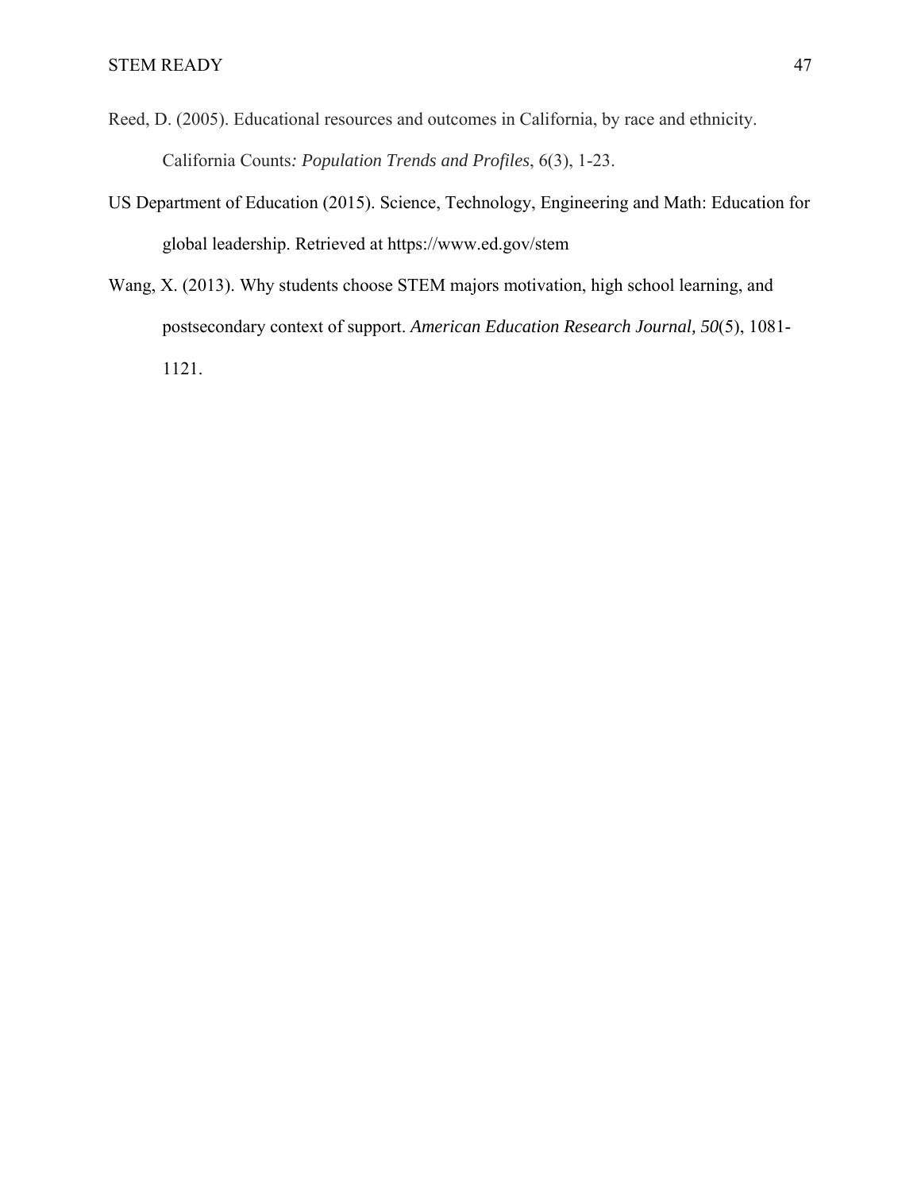Reed, D. (2005). Educational resources and outcomes in California, by race and ethnicity. California Counts*: Population Trends and Profiles*, 6(3), 1-23.

US Department of Education (2015). Science, Technology, Engineering and Math: Education for global leadership. Retrieved at https://www.ed.gov/stem

Wang, X. (2013). Why students choose STEM majors motivation, high school learning, and postsecondary context of support. *American Education Research Journal, 50*(5), 1081-1121.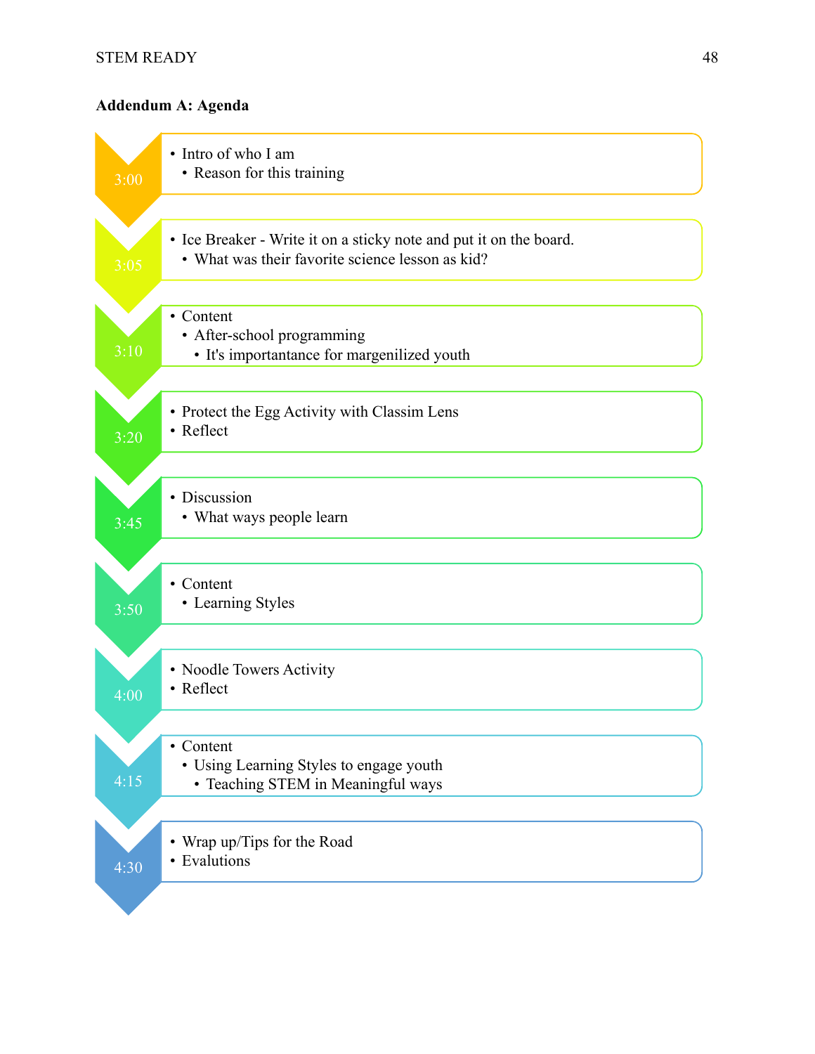**Addendum A: Agenda**

**3:00**
- Intro of who I am
  - Reason for this training

**3:05**
- Ice Breaker - Write it on a sticky note and put it on the board.
  - What was their favorite science lesson as kid?

**3:10**
- Content
  - After-school programming
    - It's importantance for margenilized youth

**3:20**
- Protect the Egg Activity with Classim Lens
- Reflect

**3:45**
- Discussion
  - What ways people learn

**3:50**
- Content
  - Learning Styles

**4:00**
- Noodle Towers Activity
- Reflect

**4:15**
- Content
  - Using Learning Styles to engage youth
    - Teaching STEM in Meaningful ways

**4:30**
- Wrap up/Tips for the Road
- Evalutions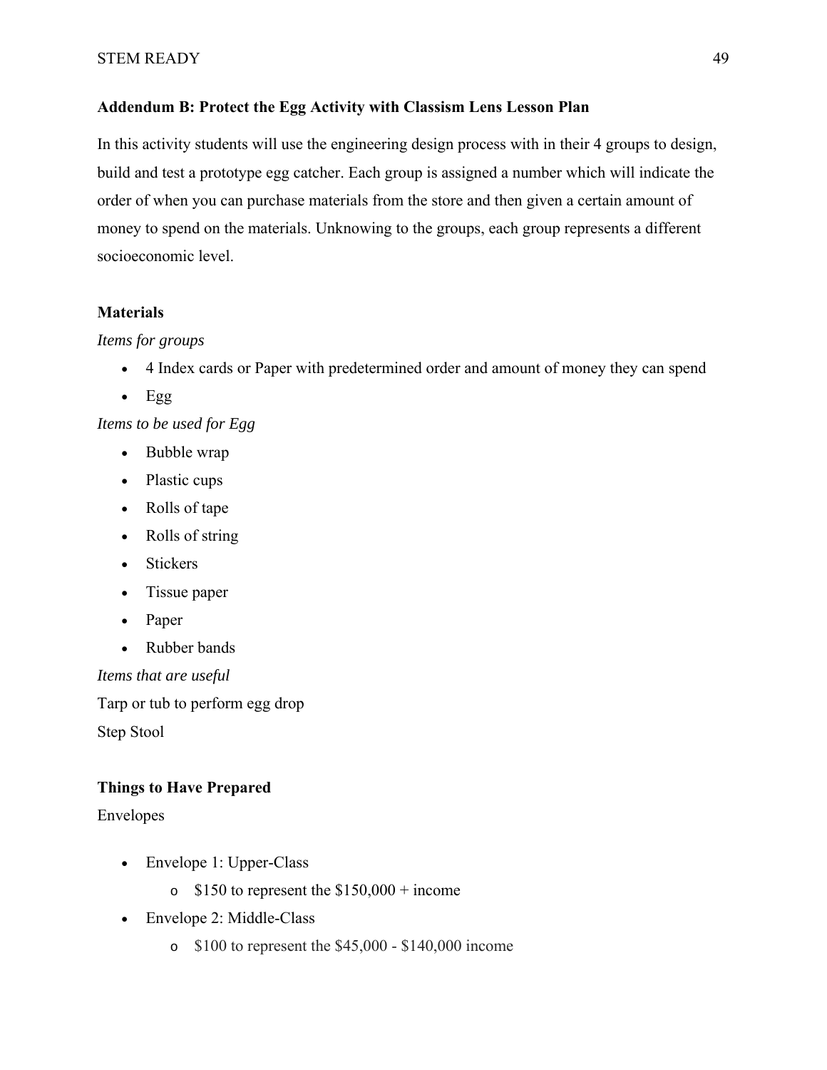### Addendum B: Protect the Egg Activity with Classism Lens Lesson Plan

In this activity students will use the engineering design process with in their 4 groups to design, build and test a prototype egg catcher. Each group is assigned a number which will indicate the order of when you can purchase materials from the store and then given a certain amount of money to spend on the materials. Unknowing to the groups, each group represents a different socioeconomic level.

**Materials**

*Items for groups*

- 4 Index cards or Paper with predetermined order and amount of money they can spend
- Egg

*Items to be used for Egg*

- Bubble wrap
- Plastic cups
- Rolls of tape
- Rolls of string
- Stickers
- Tissue paper
- Paper
- Rubber bands

*Items that are useful*

Tarp or tub to perform egg drop

Step Stool

**Things to Have Prepared**

Envelopes

- Envelope 1: Upper-Class
  - $150 to represent the $150,000 + income
- Envelope 2: Middle-Class
  - $100 to represent the $45,000 - $140,000 income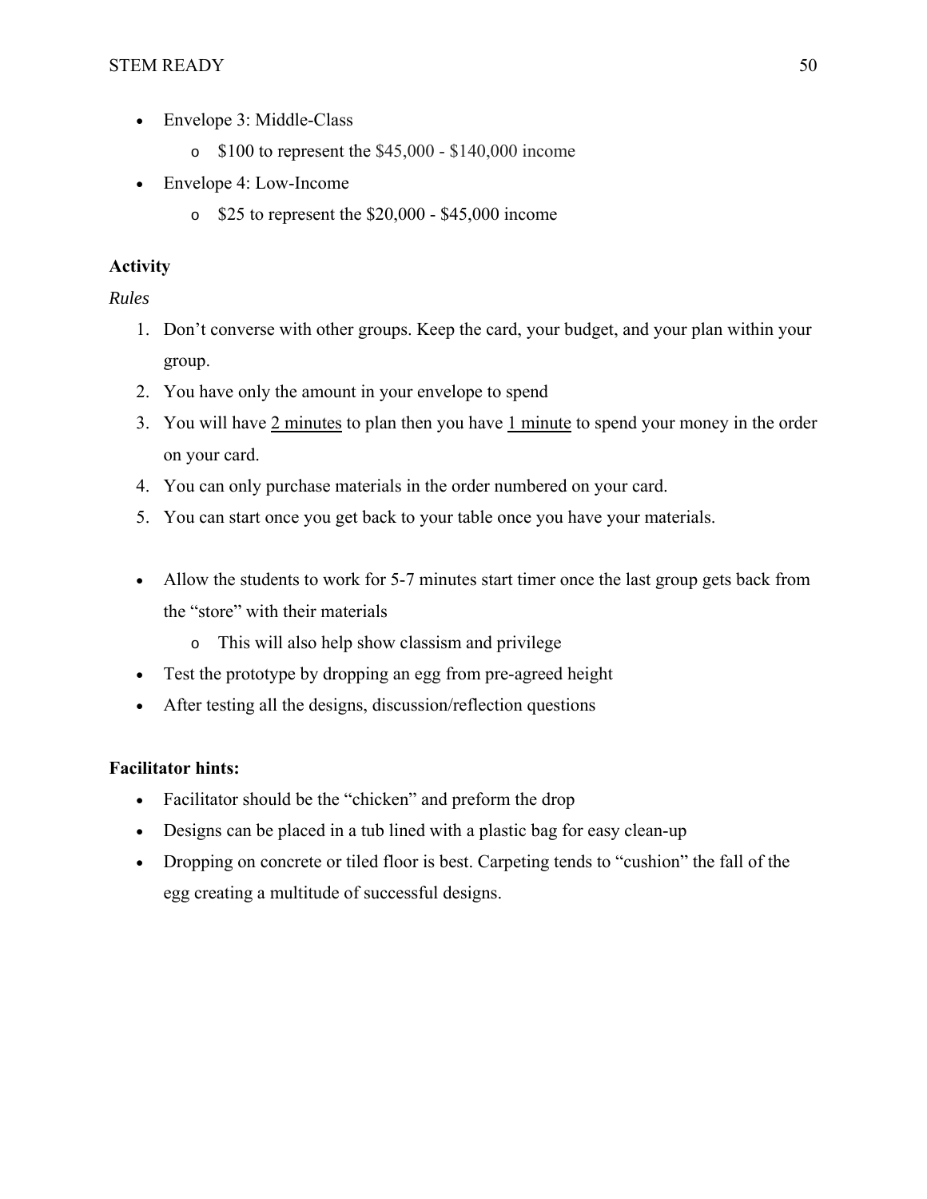- Envelope 3: Middle-Class
  - $100 to represent the $45,000 - $140,000 income
- Envelope 4: Low-Income
  - $25 to represent the $20,000 - $45,000 income

**Activity**

*Rules*

1. Don't converse with other groups. Keep the card, your budget, and your plan within your group.
2. You have only the amount in your envelope to spend
3. You will have <u>2 minutes</u> to plan then you have <u>1 minute</u> to spend your money in the order on your card.
4. You can only purchase materials in the order numbered on your card.
5. You can start once you get back to your table once you have your materials.

- Allow the students to work for 5-7 minutes start timer once the last group gets back from the "store" with their materials
  - This will also help show classism and privilege
- Test the prototype by dropping an egg from pre-agreed height
- After testing all the designs, discussion/reflection questions

**Facilitator hints:**

- Facilitator should be the "chicken" and preform the drop
- Designs can be placed in a tub lined with a plastic bag for easy clean-up
- Dropping on concrete or tiled floor is best. Carpeting tends to "cushion" the fall of the egg creating a multitude of successful designs.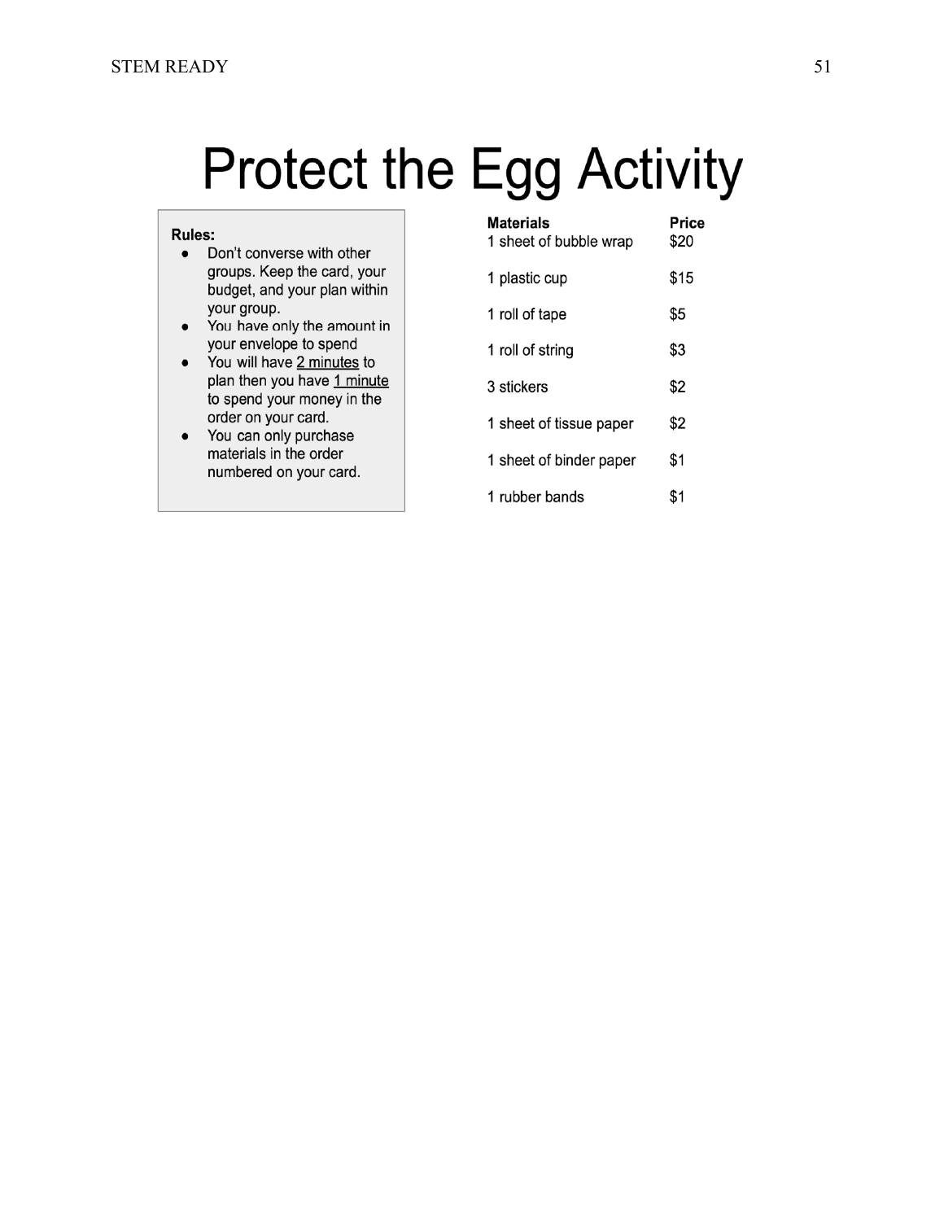# Protect the Egg Activity

**Rules:**

- Don't converse with other groups. Keep the card, your budget, and your plan within your group.
- You have only the amount in your envelope to spend
- You will have <u>2 minutes</u> to plan then you have <u>1 minute</u> to spend your money in the order on your card.
- You can only purchase materials in the order numbered on your card.

| **Materials** | **Price** |
|---|---|
| 1 sheet of bubble wrap | $20 |
| 1 plastic cup | $15 |
| 1 roll of tape | $5 |
| 1 roll of string | $3 |
| 3 stickers | $2 |
| 1 sheet of tissue paper | $2 |
| 1 sheet of binder paper | $1 |
| 1 rubber bands | $1 |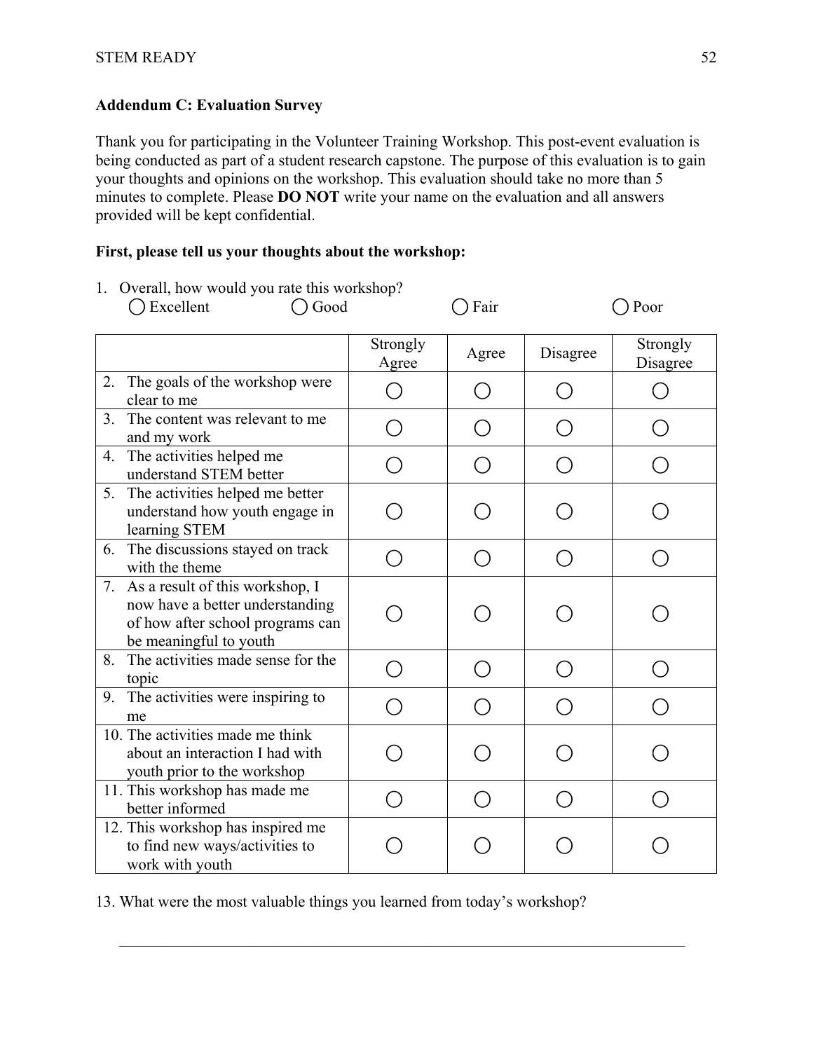**Addendum C: Evaluation Survey**

Thank you for participating in the Volunteer Training Workshop. This post-event evaluation is being conducted as part of a student research capstone. The purpose of this evaluation is to gain your thoughts and opinions on the workshop. This evaluation should take no more than 5 minutes to complete. Please **DO NOT** write your name on the evaluation and all answers provided will be kept confidential.

**First, please tell us your thoughts about the workshop:**

1. Overall, how would you rate this workshop?
   ◯ Excellent ◯ Good ◯ Fair ◯ Poor

| | Strongly Agree | Agree | Disagree | Strongly Disagree |
|---|---|---|---|---|
| 2. The goals of the workshop were clear to me | ◯ | ◯ | ◯ | ◯ |
| 3. The content was relevant to me and my work | ◯ | ◯ | ◯ | ◯ |
| 4. The activities helped me understand STEM better | ◯ | ◯ | ◯ | ◯ |
| 5. The activities helped me better understand how youth engage in learning STEM | ◯ | ◯ | ◯ | ◯ |
| 6. The discussions stayed on track with the theme | ◯ | ◯ | ◯ | ◯ |
| 7. As a result of this workshop, I now have a better understanding of how after school programs can be meaningful to youth | ◯ | ◯ | ◯ | ◯ |
| 8. The activities made sense for the topic | ◯ | ◯ | ◯ | ◯ |
| 9. The activities were inspiring to me | ◯ | ◯ | ◯ | ◯ |
| 10. The activities made me think about an interaction I had with youth prior to the workshop | ◯ | ◯ | ◯ | ◯ |
| 11. This workshop has made me better informed | ◯ | ◯ | ◯ | ◯ |
| 12. This workshop has inspired me to find new ways/activities to work with youth | ◯ | ◯ | ◯ | ◯ |

13. What were the most valuable things you learned from today's workshop?

______________________________________________________________________________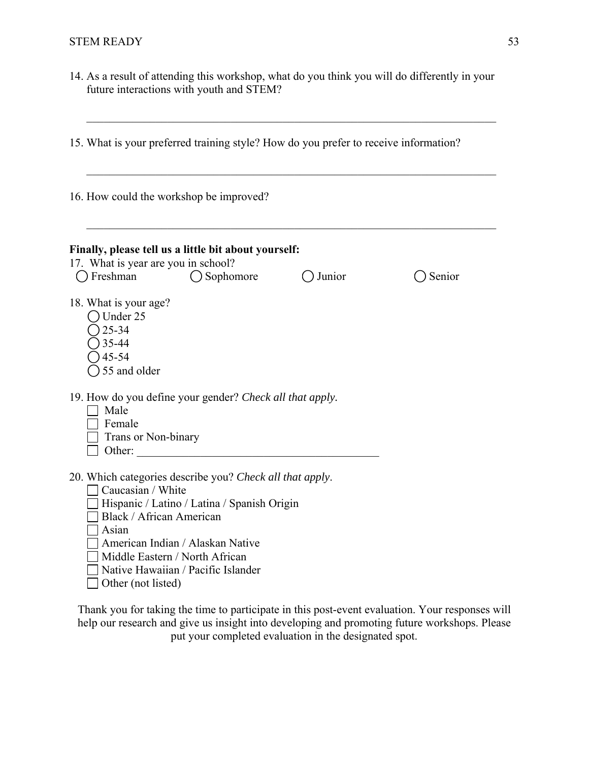14. As a result of attending this workshop, what do you think you will do differently in your future interactions with youth and STEM?

\_\_\_\_\_\_\_\_\_\_\_\_\_\_\_\_\_\_\_\_\_\_\_\_\_\_\_\_\_\_\_\_\_\_\_\_\_\_\_\_\_\_\_\_\_\_\_\_\_\_\_\_\_\_\_\_\_\_\_\_\_\_\_\_\_\_\_\_\_\_

15. What is your preferred training style? How do you prefer to receive information?

\_\_\_\_\_\_\_\_\_\_\_\_\_\_\_\_\_\_\_\_\_\_\_\_\_\_\_\_\_\_\_\_\_\_\_\_\_\_\_\_\_\_\_\_\_\_\_\_\_\_\_\_\_\_\_\_\_\_\_\_\_\_\_\_\_\_\_\_\_\_

16. How could the workshop be improved?

\_\_\_\_\_\_\_\_\_\_\_\_\_\_\_\_\_\_\_\_\_\_\_\_\_\_\_\_\_\_\_\_\_\_\_\_\_\_\_\_\_\_\_\_\_\_\_\_\_\_\_\_\_\_\_\_\_\_\_\_\_\_\_\_\_\_\_\_\_\_

**Finally, please tell us a little bit about yourself:**

17. What is year are you in school?

◯ Freshman ◯ Sophomore ◯ Junior ◯ Senior

18. What is your age?

◯ Under 25
◯ 25-34
◯ 35-44
◯ 45-54
◯ 55 and older

19. How do you define your gender? *Check all that apply.*

☐ Male
☐ Female
☐ Trans or Non-binary
☐ Other: \_\_\_\_\_\_\_\_\_\_\_\_\_\_\_\_\_\_\_\_\_\_\_\_\_\_\_\_\_\_\_\_\_\_\_\_\_\_\_\_

20. Which categories describe you? *Check all that apply*.

☐ Caucasian / White
☐ Hispanic / Latino / Latina / Spanish Origin
☐ Black / African American
☐ Asian
☐ American Indian / Alaskan Native
☐ Middle Eastern / North African
☐ Native Hawaiian / Pacific Islander
☐ Other (not listed)

Thank you for taking the time to participate in this post-event evaluation. Your responses will help our research and give us insight into developing and promoting future workshops. Please put your completed evaluation in the designated spot.